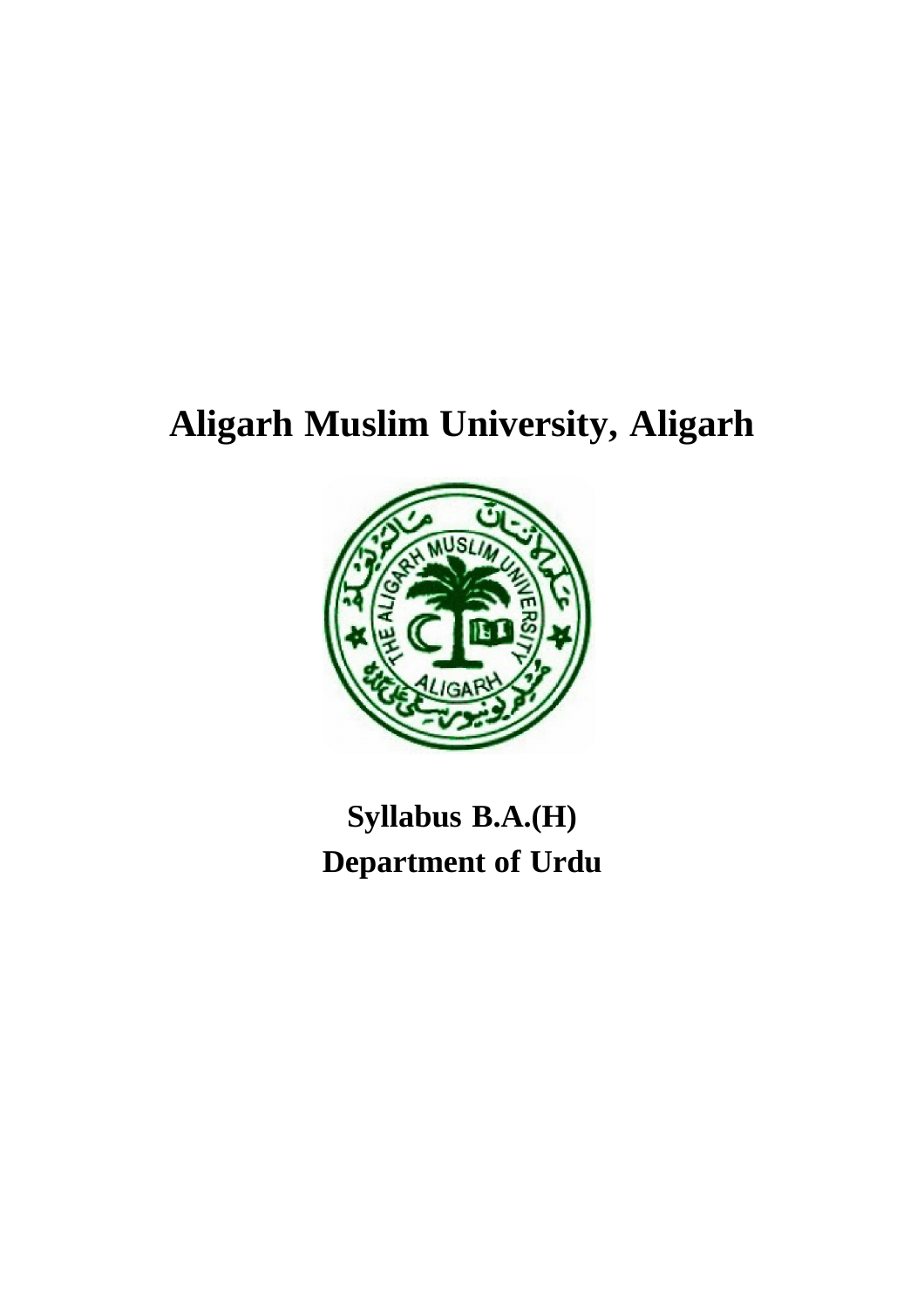# Aligarh Muslim University, Aligarh

## Syllabus B.A.(H)
## Department of Urdu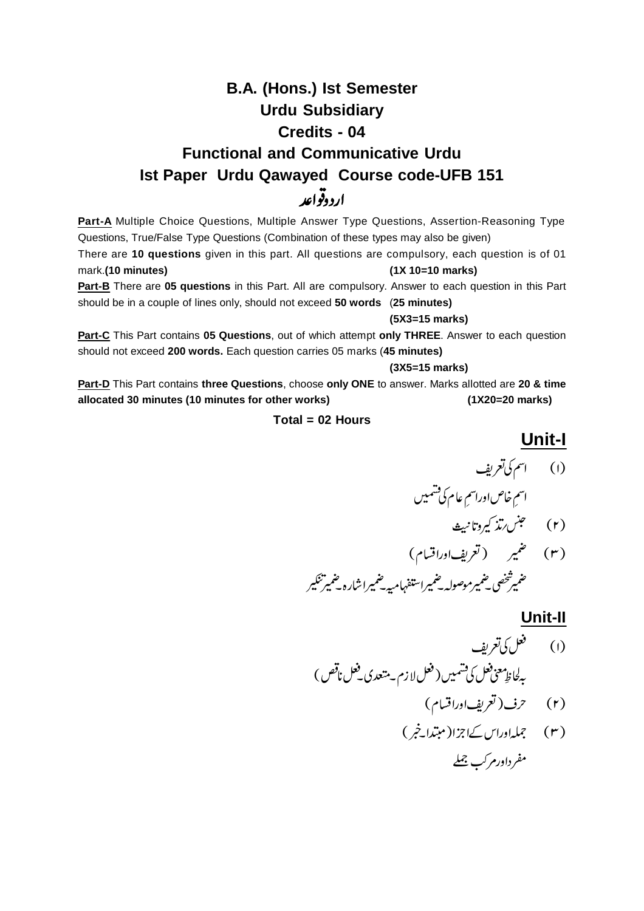# B.A. (Hons.) Ist Semester

## Urdu Subsidiary

## Credits - 04

## Functional and Communicative Urdu

## Ist Paper Urdu Qawayed Course code-UFB 151

## اردو قواعد

**Part-A** Multiple Choice Questions, Multiple Answer Type Questions, Assertion-Reasoning Type Questions, True/False Type Questions (Combination of these types may also be given)

There are **10 questions** given in this part. All questions are compulsory, each question is of 01 mark.**(10 minutes)** **(1X 10=10 marks)**

**Part-B** There are **05 questions** in this Part. All are compulsory. Answer to each question in this Part should be in a couple of lines only, should not exceed **50 words** (**25 minutes)**

**(5X3=15 marks)**

**Part-C** This Part contains **05 Questions**, out of which attempt **only THREE**. Answer to each question should not exceed **200 words.** Each question carries 05 marks (**45 minutes)**

**(3X5=15 marks)**

**Part-D** This Part contains **three Questions**, choose **only ONE** to answer. Marks allotted are **20 & time allocated 30 minutes (10 minutes for other works)** **(1X20=20 marks)**

**Total = 02 Hours**

## Unit-I

(۱) اسم کی تعریف

اسمِ خاص اور اسمِ عام کی قسمیں

(۲) جنس/تذکیر و تانیث

(۳) ضمیر (تعریف اور اقسام)

ضمیر شخصی۔ضمیر موصولہ۔ضمیر استفہامیہ۔ضمیر اشارہ۔ضمیر تنکیر

## Unit-II

(۱) فعل کی تعریف

بہ لحاظِ معنی فعل کی قسمیں (فعل لازم۔متعدی۔فعل ناقص)

(۲) حرف (تعریف اور اقسام)

(۳) جملہ اور اس کے اجزا (مبتدا۔خبر)

مفرد اور مرکب جملے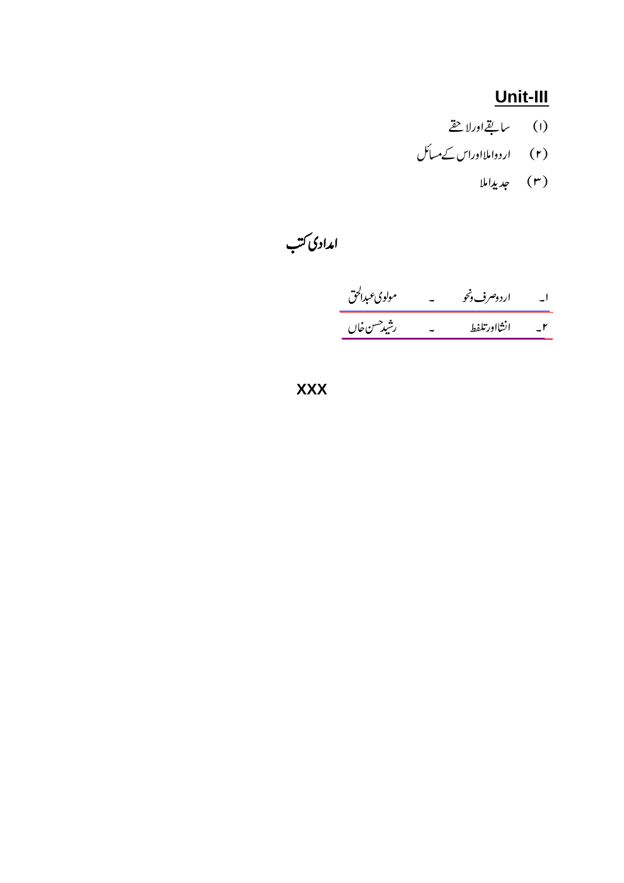## Unit-III

(۱) سابقے اور لاحقے

(۲) اردو املا اور اس کے مسائل

(۳) جدید املا

## امدادی کتب

| | | | |
|---|---|---|---|
| ۱۔ | اردو صرف و نحو | ۔ | مولوی عبدالحق |
| ۲۔ | انشا اور تلفظ | ۔ | رشید حسن خاں |

**XXX**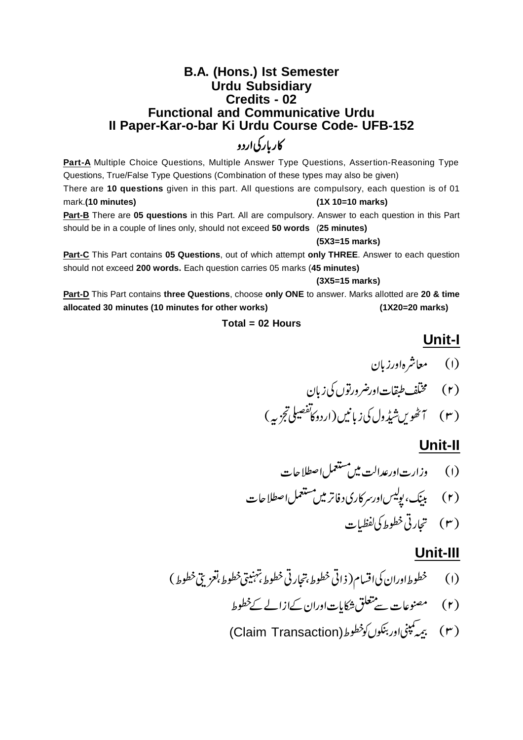## B.A. (Hons.) Ist Semester
## Urdu Subsidiary
## Credits - 02
## Functional and Communicative Urdu
## II Paper-Kar-o-bar Ki Urdu Course Code- UFB-152

## کاروبار کی اردو

**Part-A** Multiple Choice Questions, Multiple Answer Type Questions, Assertion-Reasoning Type Questions, True/False Type Questions (Combination of these types may also be given)

There are **10 questions** given in this part. All questions are compulsory, each question is of 01 mark.**(10 minutes)** **(1X 10=10 marks)**

**Part-B** There are **05 questions** in this Part. All are compulsory. Answer to each question in this Part should be in a couple of lines only, should not exceed **50 words** (**25 minutes**)

**(5X3=15 marks)**

**Part-C** This Part contains **05 Questions**, out of which attempt **only THREE**. Answer to each question should not exceed **200 words.** Each question carries 05 marks (**45 minutes)**

**(3X5=15 marks)**

**Part-D** This Part contains **three Questions**, choose **only ONE** to answer. Marks allotted are **20 & time allocated 30 minutes (10 minutes for other works)** **(1X20=20 marks)**

**Total = 02 Hours**

### Unit-I

(۱) معاشرہ اور زبان

(۲) مختلف طبقات اور ضرورتوں کی زبان

(۳) آٹھویں شیڈول کی زبانیں (اردو کا تفصیلی تجزیہ)

### Unit-II

(۱) وزارت اور عدالت میں مستعمل اصطلاحات

(۲) بینک، پولیس اور سرکاری دفاتر میں مستعمل اصطلاحات

(۳) تجارتی خطوط کی لفظیات

### Unit-III

(۱) خطوط اور ان کی اقسام (ذاتی خطوط، تجارتی خطوط، تہنیتی خطوط، تعزیتی خطوط)

(۲) مصنوعات سے متعلق شکایات اور ان کے ازالے کے خطوط

(۳) بیمہ کمپنی اور بنکوں کو خطوط (Claim Transaction)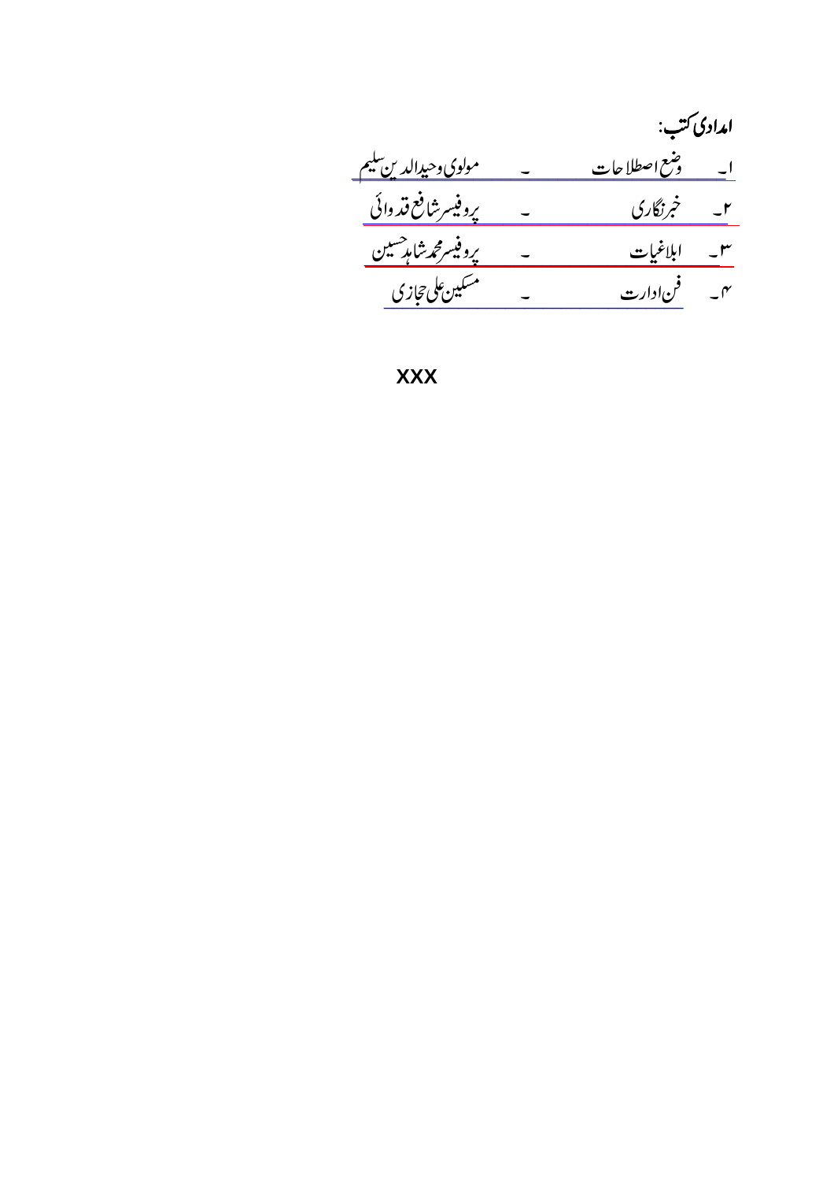**امدادی کتب:**

۱۔ وضع اصطلاحات ۔ مولوی وحیدالدین سلیم

۲۔ خبرنگاری ۔ پروفیسر شافع قدوائی

۳۔ ابلاغیات ۔ پروفیسر محمد شاہد حسین

۴۔ فن ادارت ۔ مسکین علی حجازی

XXX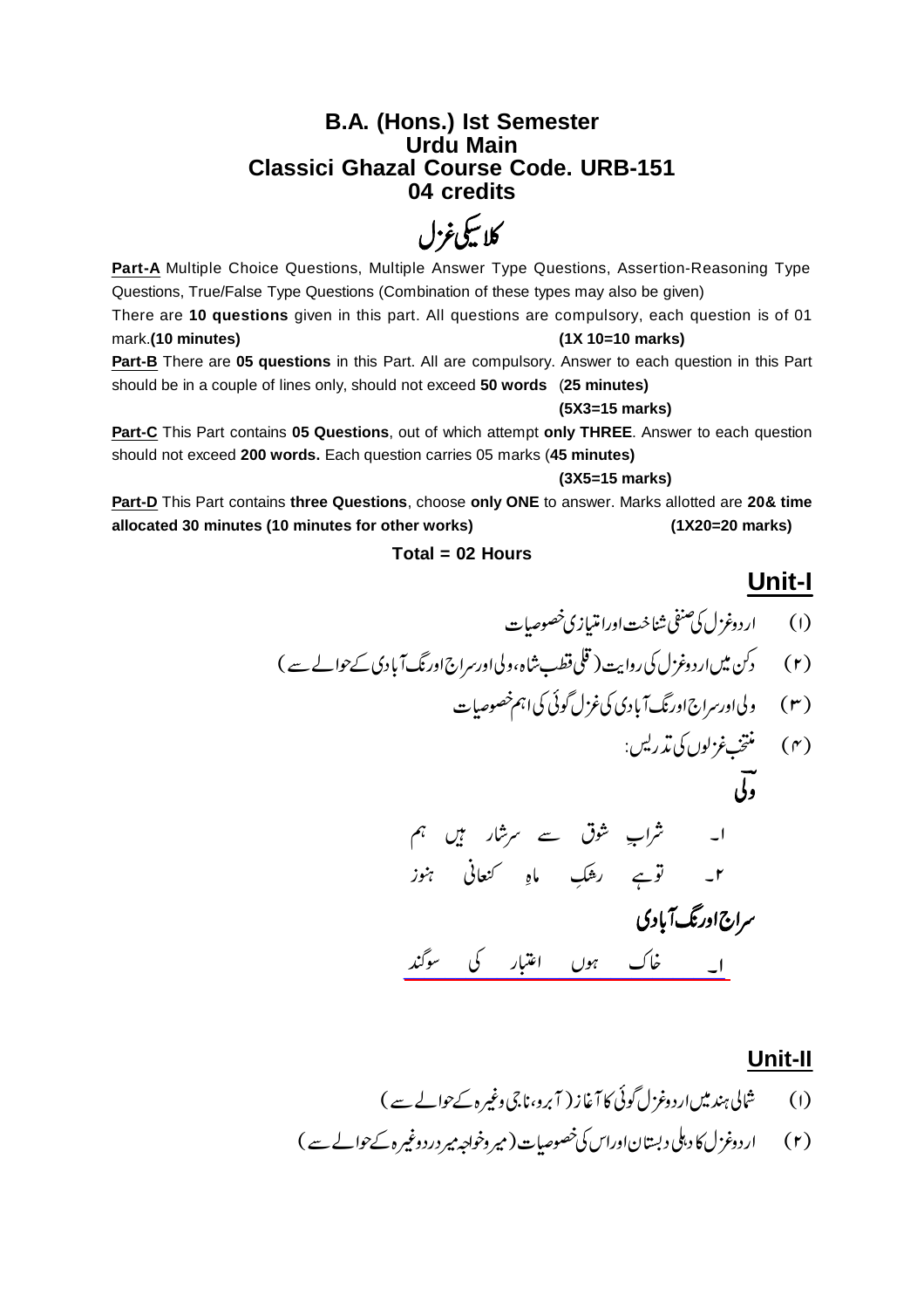# B.A. (Hons.) Ist Semester
## Urdu Main
## Classici Ghazal Course Code. URB-151
## 04 credits

## کلاسیکی غزل

**Part-A** Multiple Choice Questions, Multiple Answer Type Questions, Assertion-Reasoning Type Questions, True/False Type Questions (Combination of these types may also be given)

There are **10 questions** given in this part. All questions are compulsory, each question is of 01 mark.**(10 minutes)** **(1X 10=10 marks)**

**Part-B** There are **05 questions** in this Part. All are compulsory. Answer to each question in this Part should be in a couple of lines only, should not exceed **50 words** (**25 minutes)**

**(5X3=15 marks)**

**Part-C** This Part contains **05 Questions**, out of which attempt **only THREE**. Answer to each question should not exceed **200 words.** Each question carries 05 marks (**45 minutes)**

**(3X5=15 marks)**

**Part-D** This Part contains **three Questions**, choose **only ONE** to answer. Marks allotted are **20& time allocated 30 minutes (10 minutes for other works)** **(1X20=20 marks)**

**Total = 02 Hours**

## Unit-I

(۱) اردو غزل کی صنفی شناخت اور امتیازی خصوصیات

(۲) دکن میں اردو غزل کی روایت (قلی قطب شاہ، ولی اور سراج اورنگ آبادی کے حوالے سے)

(۳) ولی اور سراج اورنگ آبادی کی غزل گوئی کی اہم خصوصیات

(۴) منتخب غزلوں کی تدریس:

**ولی**

۱۔ شرابِ شوق سے سرشار ہیں ہم

۲۔ تو ہے رشکِ ماہِ کنعانی ہنوز

**سراج اورنگ آبادی**

۱۔ خاک ہوں اعتبار کی سوگند

## Unit-II

(۱) شمالی ہند میں اردو غزل گوئی کا آغاز (آبرو، ناجی وغیرہ کے حوالے سے)

(۲) اردو غزل کا دہلی دبستان اور اس کی خصوصیات (میر و خواجہ میر درد وغیرہ کے حوالے سے)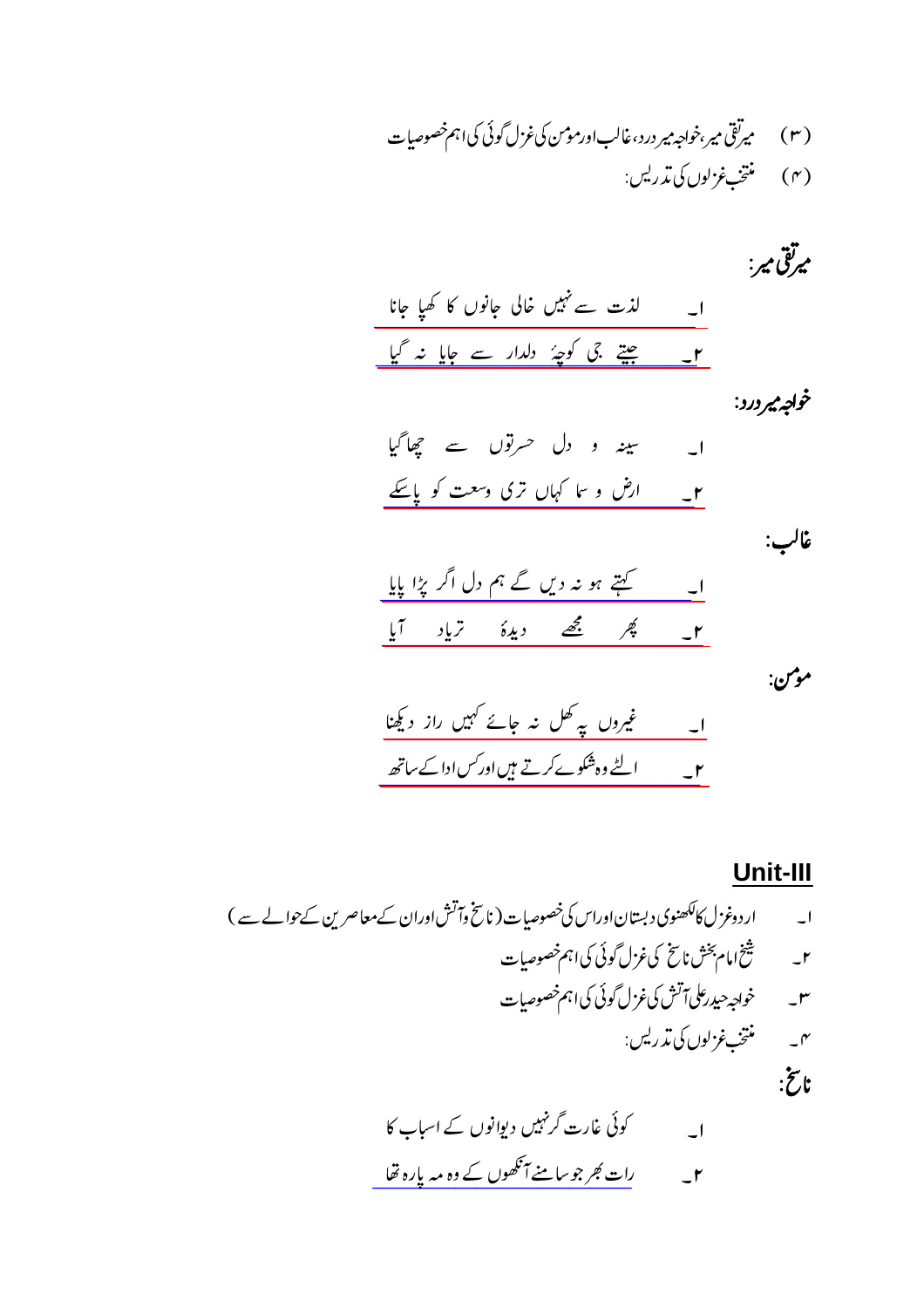(۳) میر تقی میر، خواجہ میر درد، غالب اور مومن کی غزل گوئی کی اہم خصوصیات

(۴) منتخب غزلوں کی تدریس:

**میر تقی میر:**

۱۔ لذت سے نہیں خالی جانوں کا کھپا جانا

۲۔ جیتے جی کوچۂ دلدار سے جایا نہ گیا

**خواجہ میر درد:**

۱۔ سینہ و دل حسرتوں سے چھا گیا

۲۔ ارض و سما کہاں تری وسعت کو پا سکے

**غالب:**

۱۔ کہتے ہو نہ دیں گے ہم دل اگر پڑا پایا

۲۔ پھر مجھے دیدۂ تر یاد آیا

**مومن:**

۱۔ غیروں پہ کھل نہ جائے کہیں راز دیکھنا

۲۔ الٹے وہ شکوے کرتے ہیں اور کس ادا کے ساتھ

## Unit-III

۱۔ اردو غزل کا لکھنوی دبستان اور اس کی خصوصیات (ناسخ و آتش اور ان کے معاصرین کے حوالے سے)

۲۔ شیخ امام بخش ناسخ کی غزل گوئی کی اہم خصوصیات

۳۔ خواجہ حیدر علی آتش کی غزل گوئی کی اہم خصوصیات

۴۔ منتخب غزلوں کی تدریس:

**ناسخ:**

۱۔ کوئی غارت گر نہیں دیوانوں کے اسباب کا

۲۔ رات بھر جو سامنے آنکھوں کے وہ مہ پارہ تھا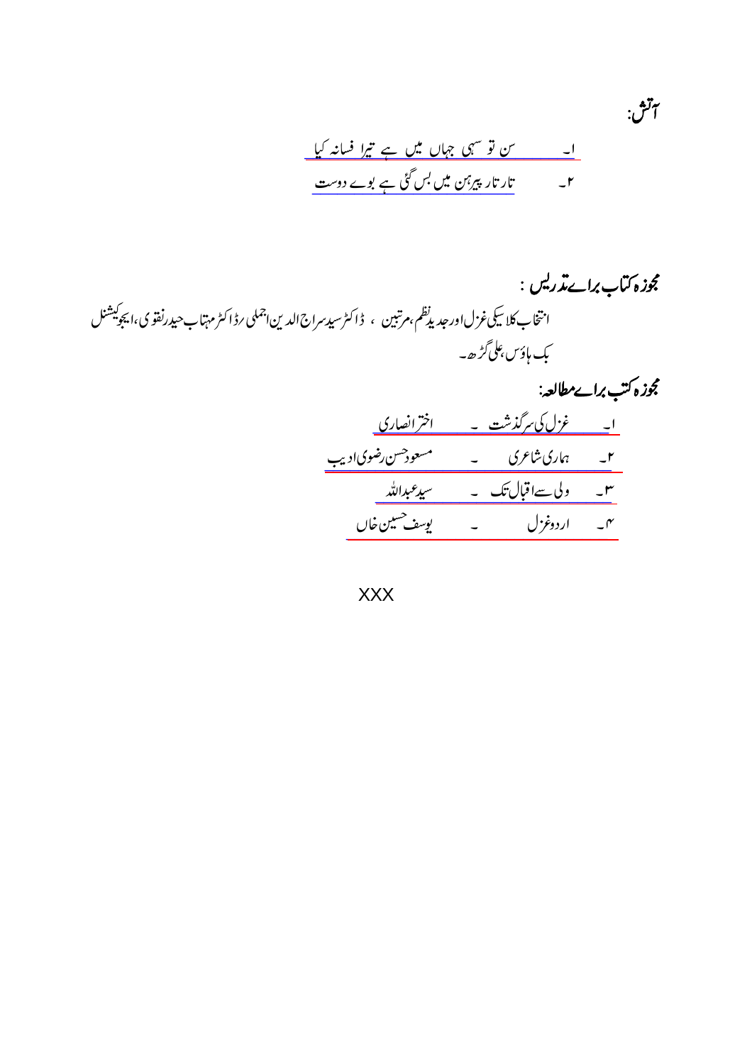**آتش:**

۱۔ سن تو سہی جہاں میں ہے تیرا فسانہ کیا

۲۔ تار تار پیرہن میں بس گئی ہے بوے دوست

**مجوزہ کتاب برائے تدریس :**

انتخاب کلاسیکی غزل اور جدید نظم، مرتبین ، ڈاکٹر سید سراج الدین اجملی رڈاکٹر مہتاب حیدر نقوی، ایجوکیشنل بک ہاؤس، علی گڑھ۔

**مجوزہ کتب برائے مطالعہ:**

۱۔ غزل کی سرگذشت ۔ اختر انصاری

۲۔ ہماری شاعری ۔ مسعود حسن رضوی ادیب

۳۔ ولی سے اقبال تک ۔ سید عبداللہ

۴۔ اردو غزل ۔ یوسف حسین خاں

XXX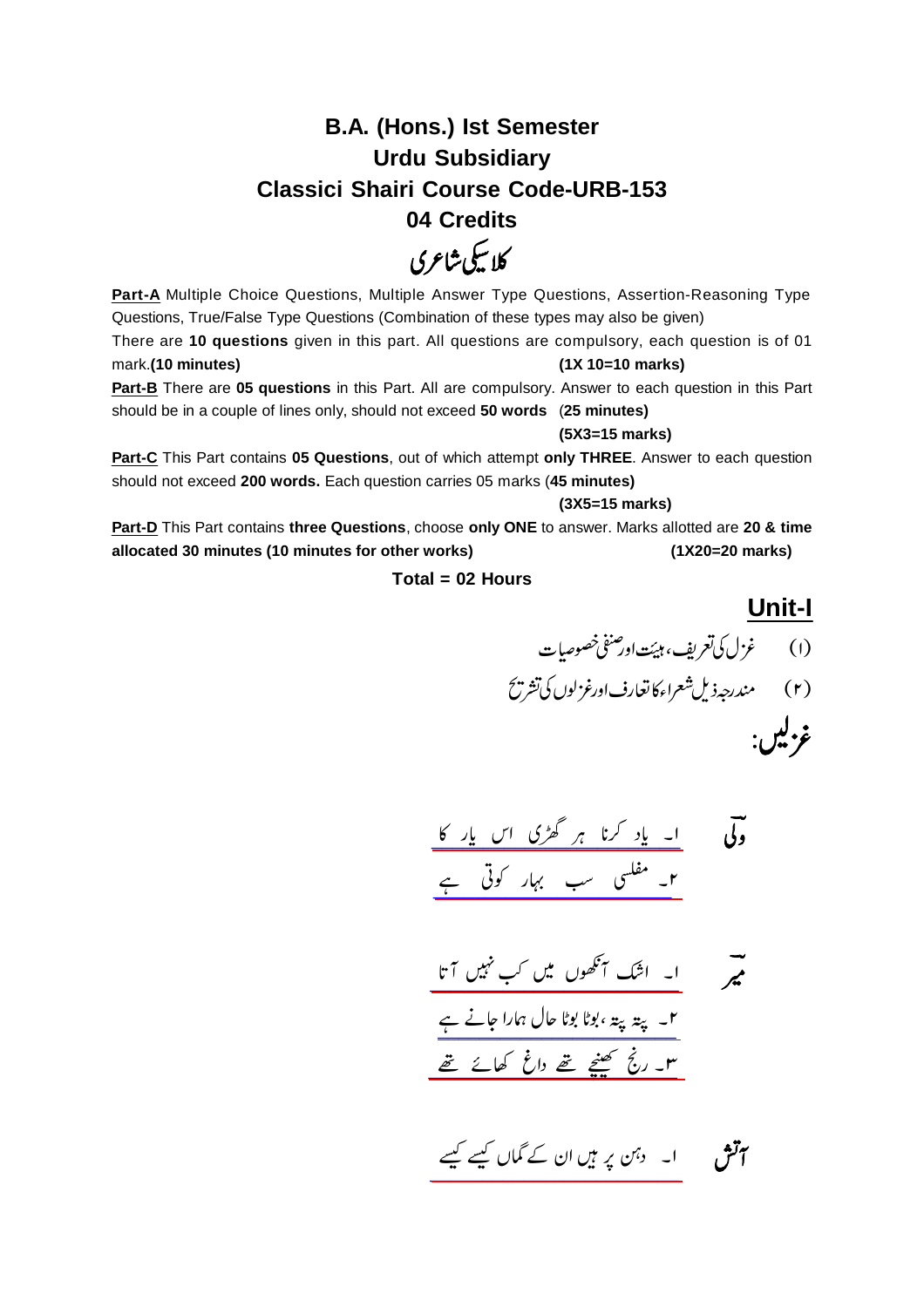# B.A. (Hons.) Ist Semester
# Urdu Subsidiary
# Classici Shairi Course Code-URB-153
# 04 Credits

## کلاسیکی شاعری

**Part-A** Multiple Choice Questions, Multiple Answer Type Questions, Assertion-Reasoning Type Questions, True/False Type Questions (Combination of these types may also be given)

There are **10 questions** given in this part. All questions are compulsory, each question is of 01 mark.**(10 minutes)** **(1X 10=10 marks)**

**Part-B** There are **05 questions** in this Part. All are compulsory. Answer to each question in this Part should be in a couple of lines only, should not exceed **50 words** (**25 minutes)**

**(5X3=15 marks)**

**Part-C** This Part contains **05 Questions**, out of which attempt **only THREE**. Answer to each question should not exceed **200 words.** Each question carries 05 marks (**45 minutes)**

**(3X5=15 marks)**

**Part-D** This Part contains **three Questions**, choose **only ONE** to answer. Marks allotted are **20 & time allocated 30 minutes (10 minutes for other works)** **(1X20=20 marks)**

**Total = 02 Hours**

## Unit-I

(۱) غزل کی تعریف، ہیئت اور صنفی خصوصیات

(۲) مندرجہ ذیل شعراء کا تعارف اور غزلوں کی تشریح

### غزلیں:

**ولی**

۱۔ یاد کرنا ہر گھڑی اس یار کا

۲۔ مفلسی سب بہار کوتی ہے

**میر**

۱۔ اشک آنکھوں میں کب نہیں آتا

۲۔ پتہ پتہ، بوٹا بوٹا حال ہمارا جانے ہے

۳۔ رنج کھینچے تھے داغ کھائے تھے

**آتش**

۱۔ دہن پر ہیں ان کے گماں کیسے کیسے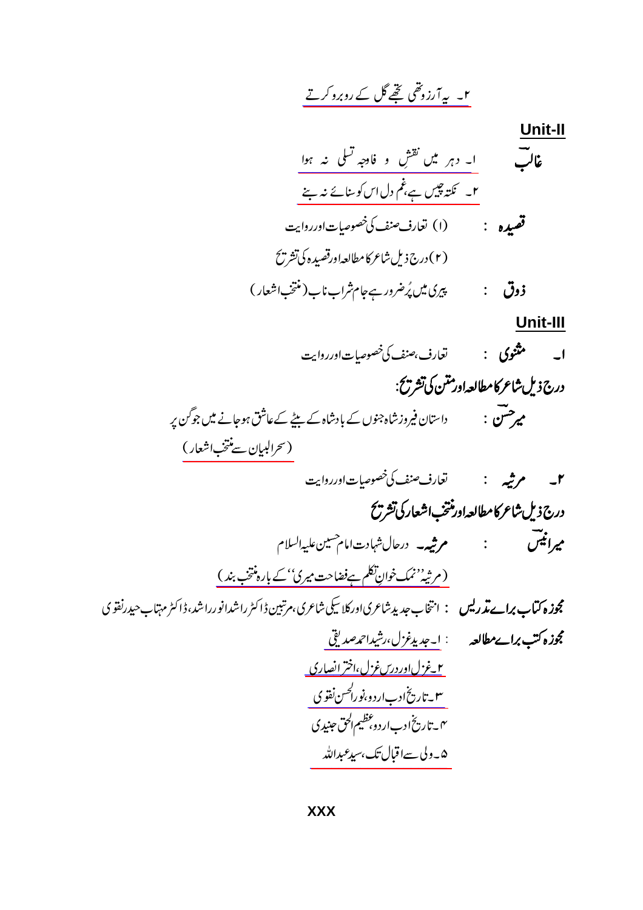۲۔ یہ آرزو تھی تجھے گل کے روبرو کرتے

## Unit-II

**غالبؔ** ا۔ دہر میں نقشِ و فاوجہ تسلی نہ ہوا

۲۔ نکتہ چیں ہے، غم دل اس کو سنائے نہ بنے

**قصیدہ** : (ا) تعارف صنف کی خصوصیات اور روایت

(۲) درج ذیل شاعر کا مطالعہ اور قصیدہ کی تشریح

**ذوق** : پیری میں پُرضرور ہے جام شراب ناب (منتخب اشعار)

## Unit-III

ا۔ **مثنوی** : تعارف، صنف کی خصوصیات اور روایت

**درج ذیل شاعر کا مطالعہ اور متن کی تشریح:**

**میر حسنؔ** : داستان فیروز شاہ جنوں کے بادشاہ کے بیٹے کے عاشق ہو جانے میں جو گن پر (سحر البیان سے منتخب اشعار)

۲۔ **مرثیہ** : تعارف صنف کی خصوصیات اور روایت

**درج ذیل شاعر کا مطالعہ اور منتخب اشعار کی تشریح**

**میر انیسؔ** : **مرثیہ۔** درحال شہادت امام حسین علیہ السلام

(مرثیہ ''نمک خوانِ تکلم ہے فصاحت میری'' کے بارہ منتخب بند)

**مجوزہ کتاب برائے تدریس** : انتخاب جدید شاعری اور کلاسیکی شاعری، مرتبین ڈاکٹر راشد انور راشد، ڈاکٹر مہتاب حیدر نقوی

**مجوزہ کتب برائے مطالعہ** :

ا۔ جدید غزل، رشید احمد صدیقی

۲۔ غزل اور درس غزل، اختر انصاری

۳۔ تاریخ ادب اردو، نورالحسن نقوی

۴۔ تاریخ ادب اردو، عظیم الحق جنیدی

۵۔ ولی سے اقبال تک، سید عبداللہ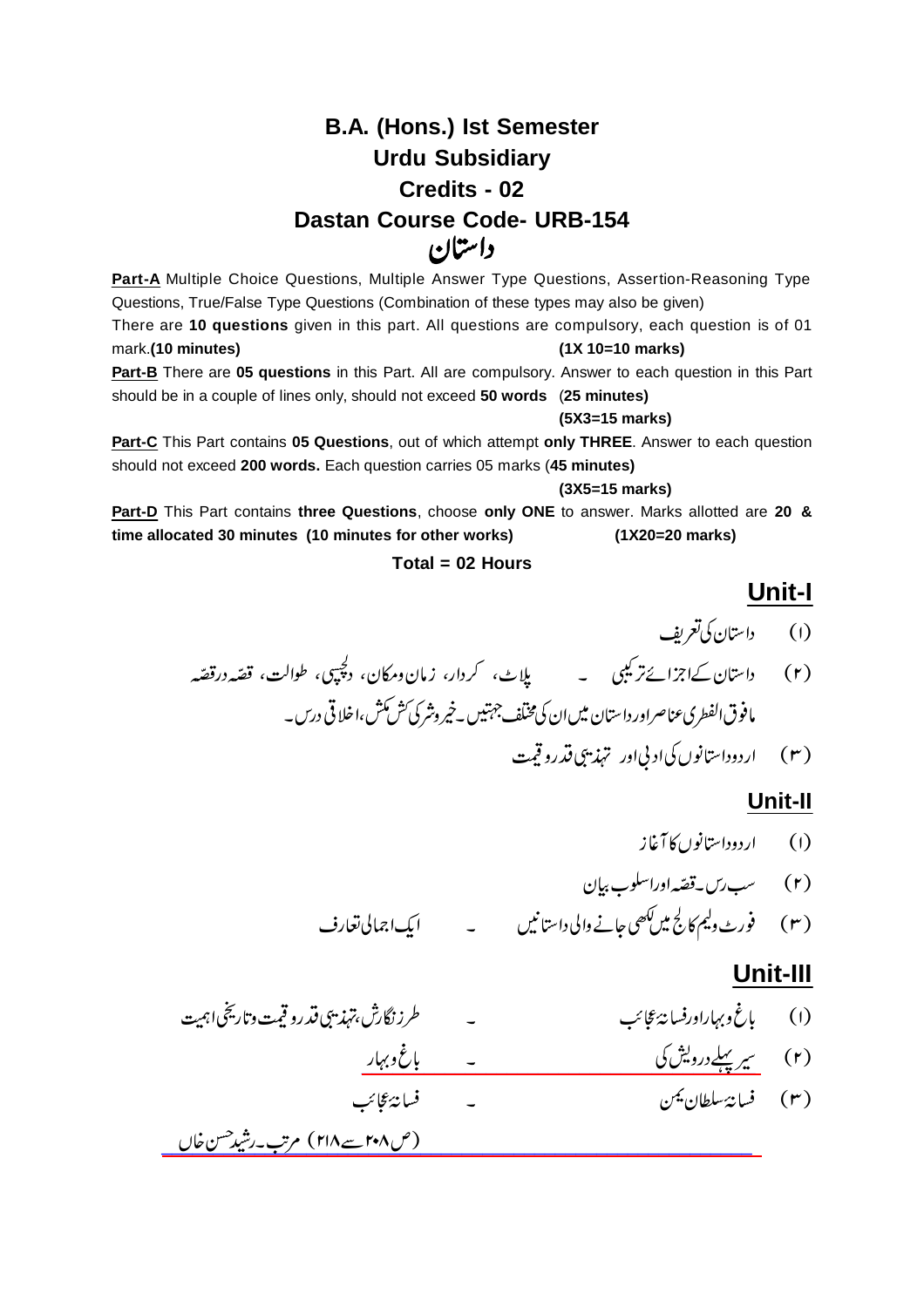# B.A. (Hons.) Ist Semester
# Urdu Subsidiary
# Credits - 02
# Dastan Course Code- URB-154
# داستان

**Part-A** Multiple Choice Questions, Multiple Answer Type Questions, Assertion-Reasoning Type Questions, True/False Type Questions (Combination of these types may also be given)

There are **10 questions** given in this part. All questions are compulsory, each question is of 01 mark.**(10 minutes)** **(1X 10=10 marks)**

**Part-B** There are **05 questions** in this Part. All are compulsory. Answer to each question in this Part should be in a couple of lines only, should not exceed **50 words** (**25 minutes)**

**(5X3=15 marks)**

**Part-C** This Part contains **05 Questions**, out of which attempt **only THREE**. Answer to each question should not exceed **200 words.** Each question carries 05 marks (**45 minutes)**

**(3X5=15 marks)**

**Part-D** This Part contains **three Questions**, choose **only ONE** to answer. Marks allotted are **20 & time allocated 30 minutes (10 minutes for other works)** **(1X20=20 marks)**

**Total = 02 Hours**

## Unit-I

(۱) داستان کی تعریف

(۲) داستان کے اجزائے ترکیبی - پلاٹ، کردار، زمان ومکان، دلچسپی، طوالت، قصہ درقصہ
مافوق الفطری عناصر اور داستان میں ان کی مختلف جہتیں۔ خیر وشر کی کش مکش، اخلاقی درس۔

(۳) اردو داستانوں کی ادبی اور تہذیبی قدر و قیمت

## Unit-II

(۱) اردو داستانوں کا آغاز

(۲) سب رس۔ قصہ اور اسلوب بیان

(۳) فورٹ ولیم کالج میں لکھی جانے والی داستانیں - ایک اجمالی تعارف

## Unit-III

(۱) باغ وبہار اور فسانۂ عجائب - طرز نگارش، تہذیبی قدر و قیمت و تاریخی اہمیت

(۲) سیر پہلے درویش کی - باغ وبہار

(۳) فسانۂ سلطان یمن - فسانۂ عجائب

(ص ۲۰۸ سے ۲۱۸) مرتب۔ رشید حسن خاں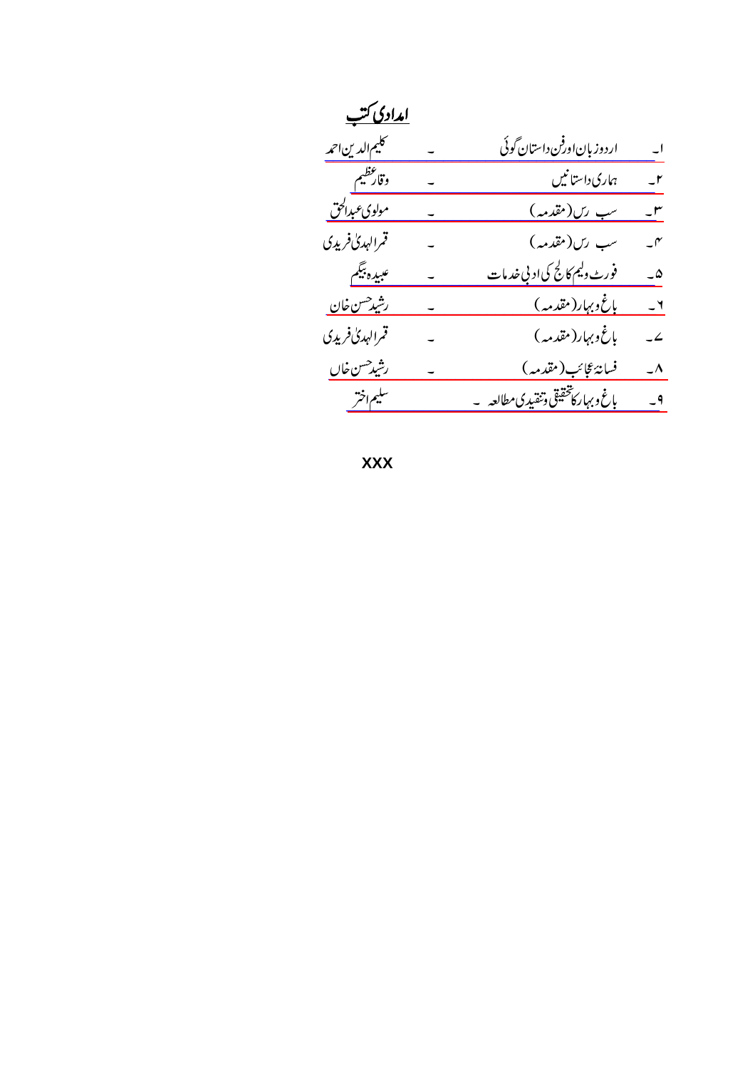## امدادی کتب

۱۔ اردو زبان اور فن داستان گوئی ۔ کلیم الدین احمد

۲۔ ہماری داستانیں ۔ وقار عظیم

۳۔ سب رس (مقدمہ) ۔ مولوی عبدالحق

۴۔ سب رس (مقدمہ) ۔ قمر الہدیٰ فریدی

۵۔ فورٹ ولیم کالج کی ادبی خدمات ۔ عبیدہ بیگم

۶۔ باغ و بہار (مقدمہ) ۔ رشید حسن خان

۷۔ باغ و بہار (مقدمہ) ۔ قمر الہدیٰ فریدی

۸۔ فسانۂ عجائب (مقدمہ) ۔ رشید حسن خاں

۹۔ باغ و بہار کا تحقیقی و تنقیدی مطالعہ ۔ سلیم اختر

XXX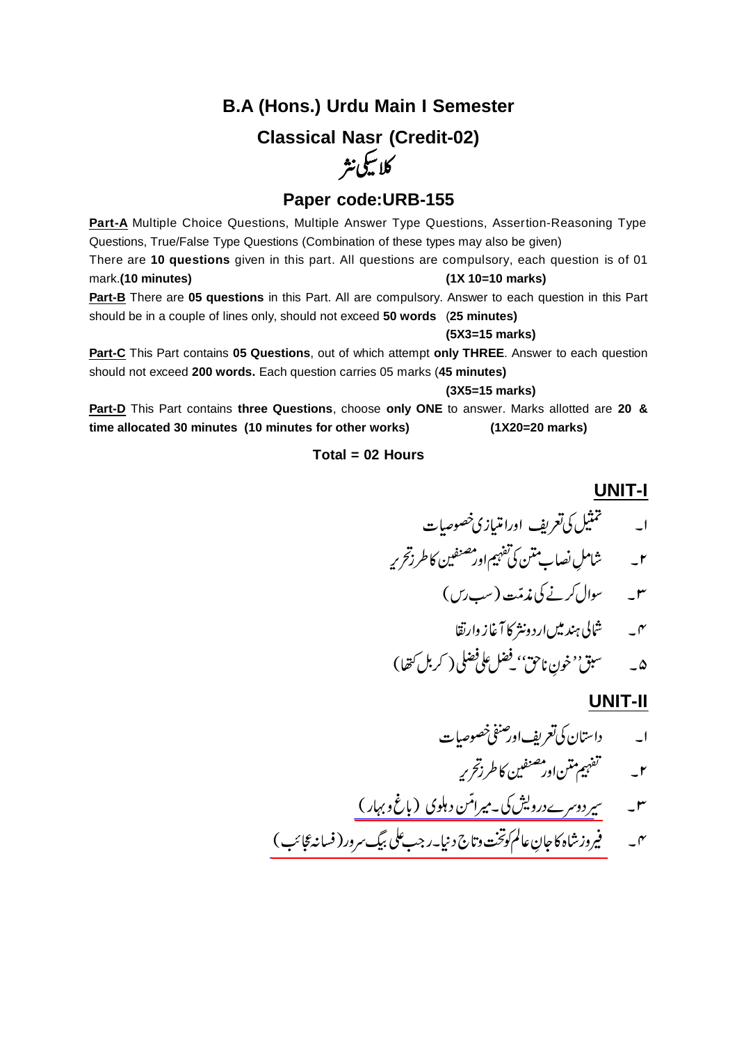## B.A (Hons.) Urdu Main I Semester

## Classical Nasr (Credit-02)

## کلاسیکی نثر

## Paper code:URB-155

**Part-A** Multiple Choice Questions, Multiple Answer Type Questions, Assertion-Reasoning Type Questions, True/False Type Questions (Combination of these types may also be given)

There are **10 questions** given in this part. All questions are compulsory, each question is of 01 mark.**(10 minutes)** **(1X 10=10 marks)**

**Part-B** There are **05 questions** in this Part. All are compulsory. Answer to each question in this Part should be in a couple of lines only, should not exceed **50 words** (**25 minutes)**

**(5X3=15 marks)**

**Part-C** This Part contains **05 Questions**, out of which attempt **only THREE**. Answer to each question should not exceed **200 words.** Each question carries 05 marks (**45 minutes)**

**(3X5=15 marks)**

**Part-D** This Part contains **three Questions**, choose **only ONE** to answer. Marks allotted are **20 & time allocated 30 minutes (10 minutes for other works)** **(1X20=20 marks)**

**Total = 02 Hours**

## UNIT-I

۱۔ تمثیل کی تعریف اور امتیازی خصوصیات

۲۔ شاملِ نصاب متن کی تفہیم اور مصنفین کا طرزِ تحریر

۳۔ سوال کرنے کی مذمّت (سب رس)

۴۔ شمالی ہند میں اردو نثر کا آغاز وارتقا

۵۔ سبق ''خونِ ناحق''۔ فضل علی فضلی (کربل کتھا)

## UNIT-II

۱۔ داستان کی تعریف اور صنفی خصوصیات

۲۔ تفہیم متن اور مصنفین کا طرزِ تحریر

۳۔ سیر دوسرے درویش کی۔ میرامّن دہلوی (باغ و بہار)

۴۔ فیروز شاہ کا جانِ عالم کو تخت و تاج دینا۔ رجب علی بیگ سرور (فسانہ عجائب)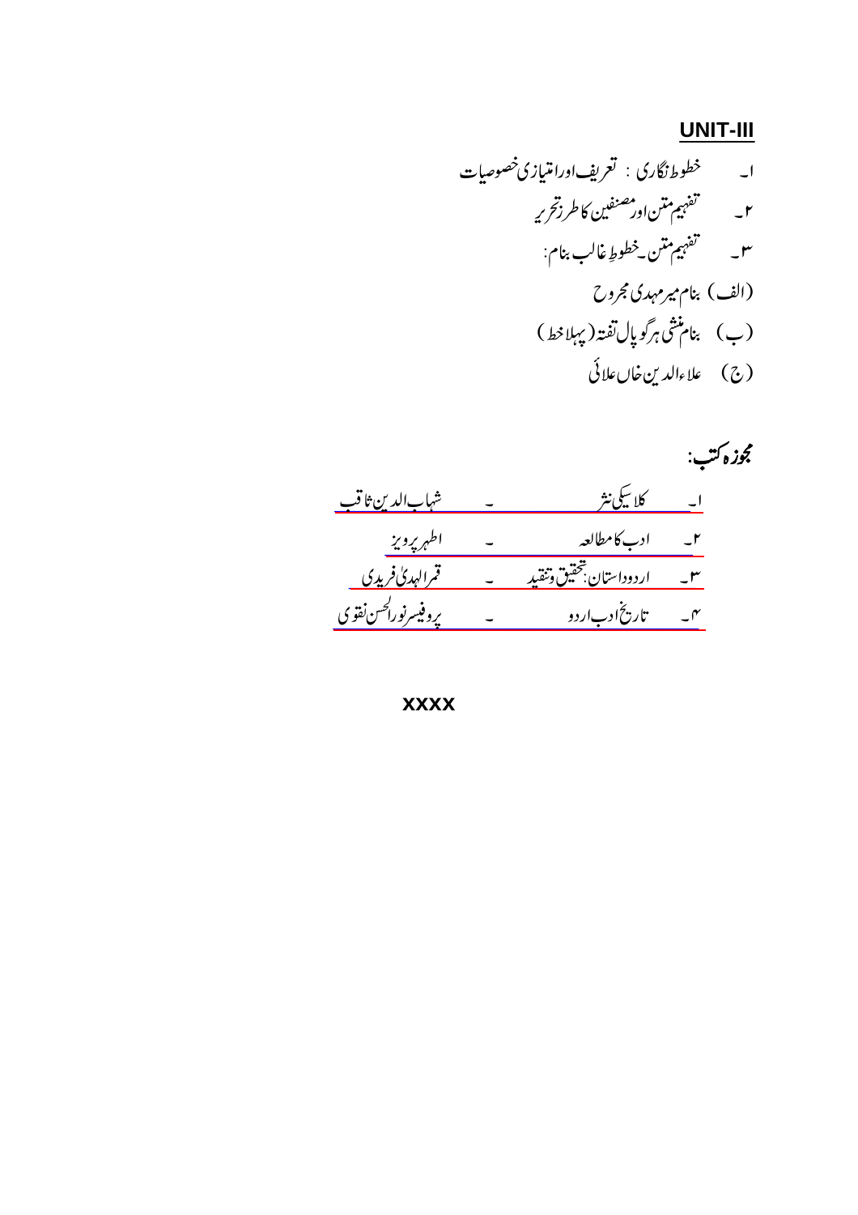## UNIT-III

۱۔ خطوط نگاری : تعریف اور امتیازی خصوصیات

۲۔ تفہیم متن اور مصنفین کا طرز تحریر

۳۔ تفہیم متن ۔خطوطِ غالب بنام:

(الف) بنام میر مہدی مجروح

(ب) بنام منشی ہرگوپال تفتہ (پہلا خط)

(ج) علاء الدین خاں علائی

**مجوزہ کتب:**

| | | | |
|---|---|---|---|
| ۱۔ | کلاسیکی نثر | ۔ | شہاب الدین ثاقب |
| ۲۔ | ادب کا مطالعہ | ۔ | اطہر پرویز |
| ۳۔ | اردو داستان: تحقیق و تنقید | ۔ | قمر الہدیٰ فریدی |
| ۴۔ | تاریخ ادب اردو | ۔ | پروفیسر نور الحسن نقوی |

XXXX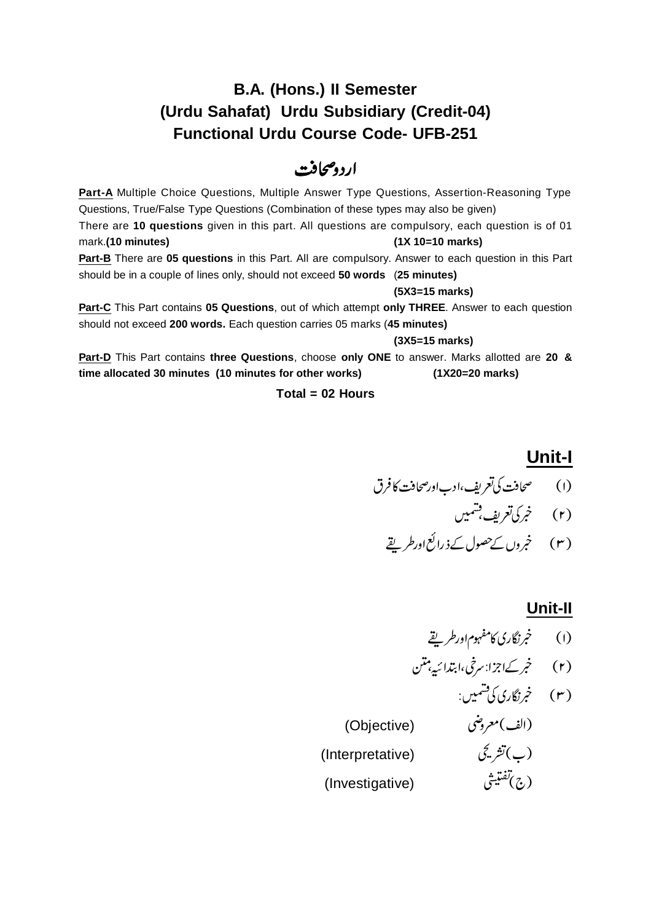# B.A. (Hons.) II Semester
# (Urdu Sahafat) Urdu Subsidiary (Credit-04)
# Functional Urdu Course Code- UFB-251

## اردو صحافت

**Part-A** Multiple Choice Questions, Multiple Answer Type Questions, Assertion-Reasoning Type Questions, True/False Type Questions (Combination of these types may also be given)

There are **10 questions** given in this part. All questions are compulsory, each question is of 01 mark.**(10 minutes)** **(1X 10=10 marks)**

**Part-B** There are **05 questions** in this Part. All are compulsory. Answer to each question in this Part should be in a couple of lines only, should not exceed **50 words** (**25 minutes)**

**(5X3=15 marks)**

**Part-C** This Part contains **05 Questions**, out of which attempt **only THREE**. Answer to each question should not exceed **200 words.** Each question carries 05 marks (**45 minutes)**

**(3X5=15 marks)**

**Part-D** This Part contains **three Questions**, choose **only ONE** to answer. Marks allotted are **20 & time allocated 30 minutes (10 minutes for other works)** **(1X20=20 marks)**

**Total = 02 Hours**

## Unit-I

(۱) صحافت کی تعریف، ادب اور صحافت کا فرق

(۲) خبر کی تعریف، قسمیں

(۳) خبروں کے حصول کے ذرائع اور طریقے

## Unit-II

(۱) خبر نگاری کا مفہوم اور طریقے

(۲) خبر کے اجزا: سرخی، ابتدائیہ، متن

(۳) خبر نگاری کی قسمیں:

(الف) معروضی (Objective)

(ب) تشریحی (Interpretative)

(ج) تفتیشی (Investigative)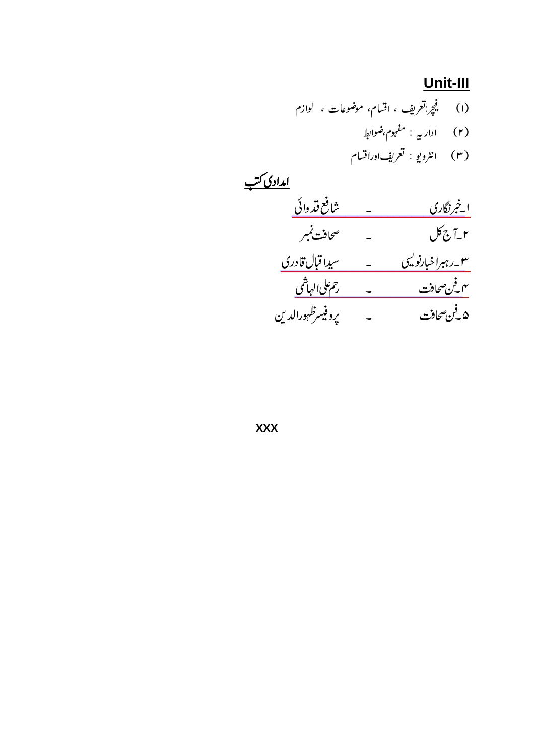## Unit-III

(۱) فیچر:تعریف ، اقسام، موضوعات ، لوازم

(۲) اداریہ : مفہوم،ضوابط

(۳) انٹرویو : تعریف اوراقسام

### امدادی کتب

| | | |
|---|---|---|
| ۱۔خبر نگاری | ۔ | شافع قدوائی |
| ۲۔آج کل | ۔ | صحافت نمبر |
| ۳۔رہبر اخبار نویسی | ۔ | سید اقبال قادری |
| ۴۔فن صحافت | ۔ | رحم علی الہاشمی |
| ۵۔فن صحافت | ۔ | پروفیسر ظہور الدین |

xxx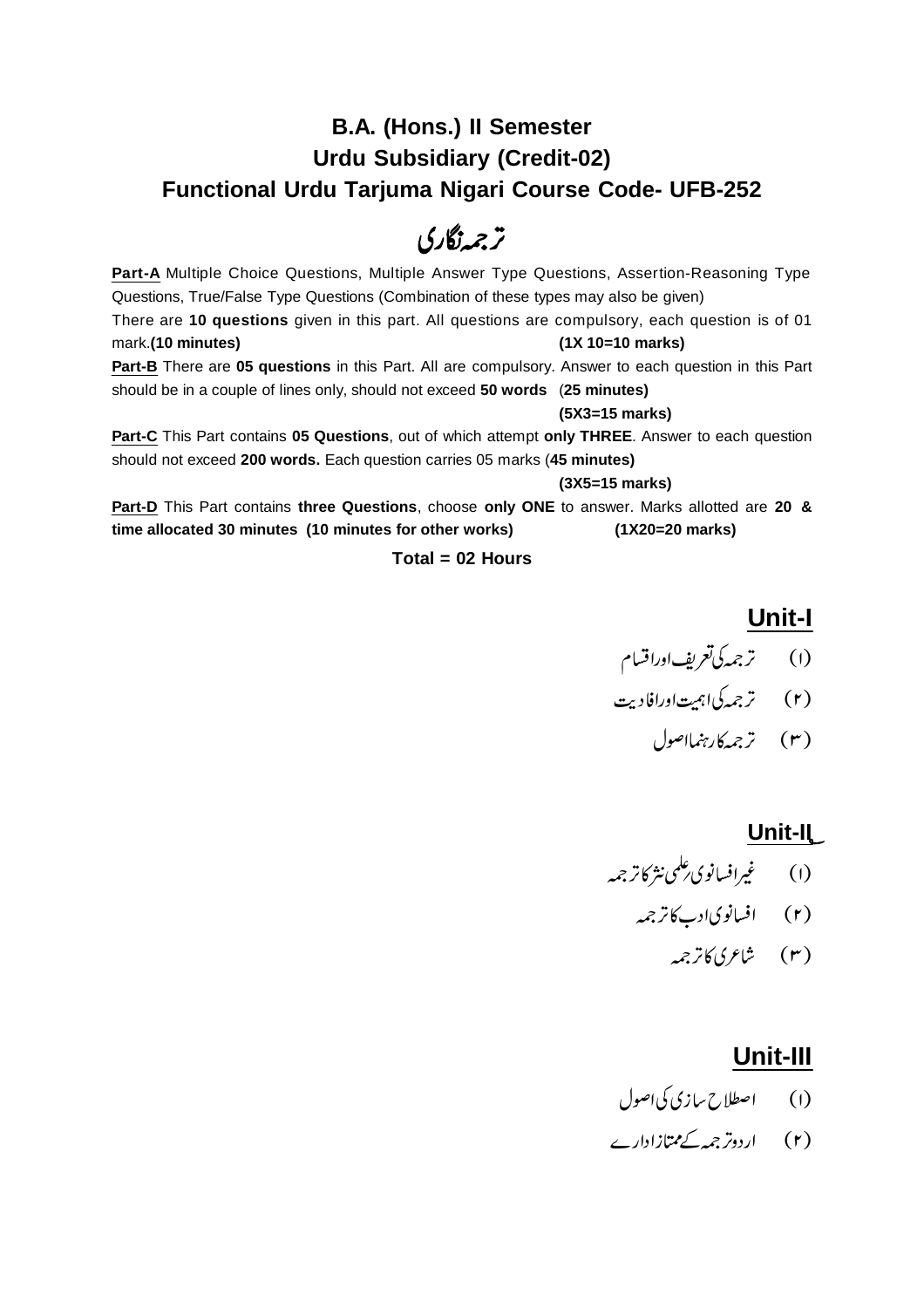# B.A. (Hons.) II Semester
# Urdu Subsidiary (Credit-02)
# Functional Urdu Tarjuma Nigari Course Code- UFB-252

## ترجمہ نگاری

**Part-A** Multiple Choice Questions, Multiple Answer Type Questions, Assertion-Reasoning Type Questions, True/False Type Questions (Combination of these types may also be given)
There are **10 questions** given in this part. All questions are compulsory, each question is of 01 mark.**(10 minutes)** **(1X 10=10 marks)**

**Part-B** There are **05 questions** in this Part. All are compulsory. Answer to each question in this Part should be in a couple of lines only, should not exceed **50 words** (**25 minutes)**
**(5X3=15 marks)**

**Part-C** This Part contains **05 Questions**, out of which attempt **only THREE**. Answer to each question should not exceed **200 words.** Each question carries 05 marks (**45 minutes)**
**(3X5=15 marks)**

**Part-D** This Part contains **three Questions**, choose **only ONE** to answer. Marks allotted are **20 & time allocated 30 minutes (10 minutes for other works)** **(1X20=20 marks)**

**Total = 02 Hours**

### Unit-I

(۱) ترجمہ کی تعریف اور اقسام

(۲) ترجمہ کی اہمیت اور افادیت

(۳) ترجمہ کا رہنما اصول

### Unit-II

(۱) غیر افسانوی/علمی نثر کا ترجمہ

(۲) افسانوی ادب کا ترجمہ

(۳) شاعری کا ترجمہ

### Unit-III

(۱) اصطلاح سازی کی اصول

(۲) اردو ترجمہ کے ممتاز ادارے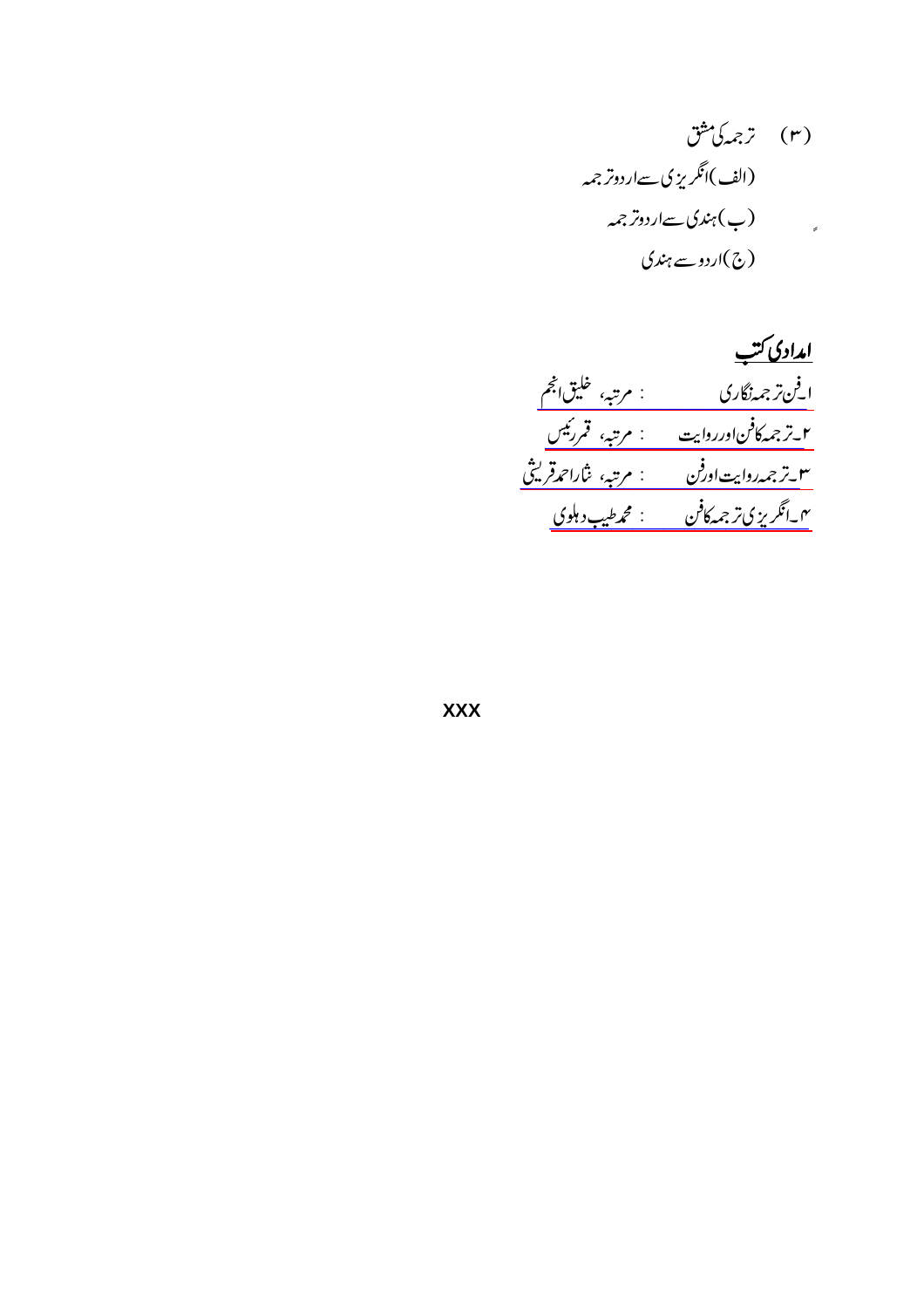(۳) ترجمہ کی مشق

(الف)انگریزی سے اردو ترجمہ

(ب)ہندی سے اردو ترجمہ

(ج)اردو سے ہندی

## امدادی کتب

۱۔فن ترجمہ نگاری : مرتبہ، خلیق انجم

۲۔ترجمہ کا فن اور روایت : مرتبہ، قمر رئیس

۳۔ترجمہ روایت اور فن : مرتبہ، نثار احمد قریشی

۴۔انگریزی ترجمہ کا فن : محمد طیب دہلوی

xxx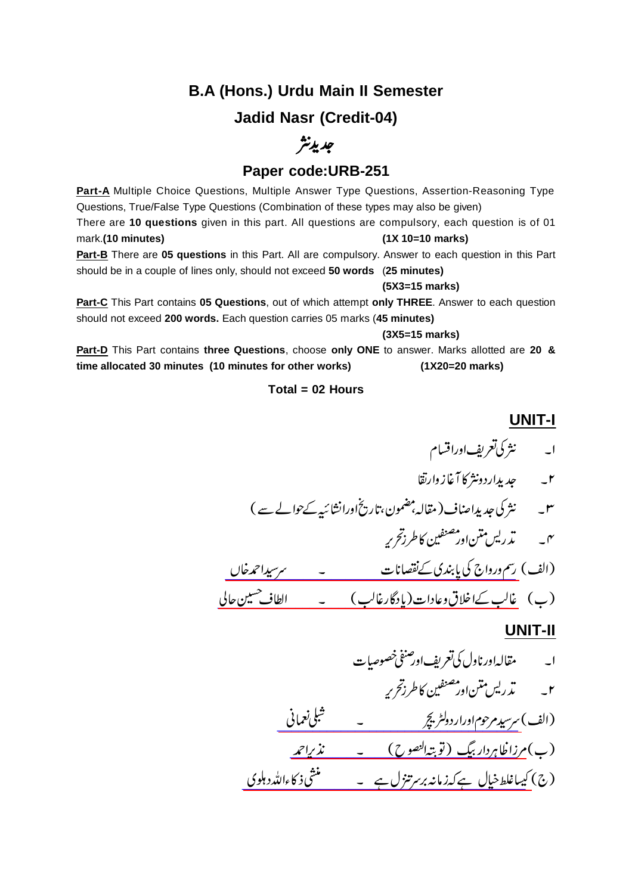# B.A (Hons.) Urdu Main II Semester

## Jadid Nasr (Credit-04)

## جدید نثر

## Paper code:URB-251

**Part-A** Multiple Choice Questions, Multiple Answer Type Questions, Assertion-Reasoning Type Questions, True/False Type Questions (Combination of these types may also be given)

There are **10 questions** given in this part. All questions are compulsory, each question is of 01 mark.**(10 minutes)** **(1X 10=10 marks)**

**Part-B** There are **05 questions** in this Part. All are compulsory. Answer to each question in this Part should be in a couple of lines only, should not exceed **50 words** (**25 minutes)**

**(5X3=15 marks)**

**Part-C** This Part contains **05 Questions**, out of which attempt **only THREE**. Answer to each question should not exceed **200 words.** Each question carries 05 marks (**45 minutes)**

**(3X5=15 marks)**

**Part-D** This Part contains **three Questions**, choose **only ONE** to answer. Marks allotted are **20 & time allocated 30 minutes (10 minutes for other works)** **(1X20=20 marks)**

**Total = 02 Hours**

## UNIT-I

۱۔ نثر کی تعریف اور اقسام

۲۔ جدید اردو نثر کا آغاز و ارتقا

۳۔ نثر کی جدید اصناف (مقالہ، مضمون، تاریخ اور انشائیہ کے حوالے سے)

۴۔ تدریس متن اور مصنفین کا طرز تحریر

(الف) رسم و رواج کی پابندی کے نقصانات ۔ سرسید احمد خاں

(ب) غالب کے اخلاق و عادات (یادگار غالب) ۔ الطاف حسین حالی

## UNIT-II

۱۔ مقالہ اور ناول کی تعریف اور صنفی خصوصیات

۲۔ تدریس متن اور مصنفین کا طرز تحریر

(الف) سرسید مرحوم اور اردو لٹریچر ۔ شبلی نعمانی

(ب) مرزا ظاہر دار بیگ (توبۃ النصوح) ۔ نذیر احمد

(ج) کیسا غلط خیال ہے کہ زمانہ برسر تنزل ہے ۔ منشی ذکاء اللہ دہلوی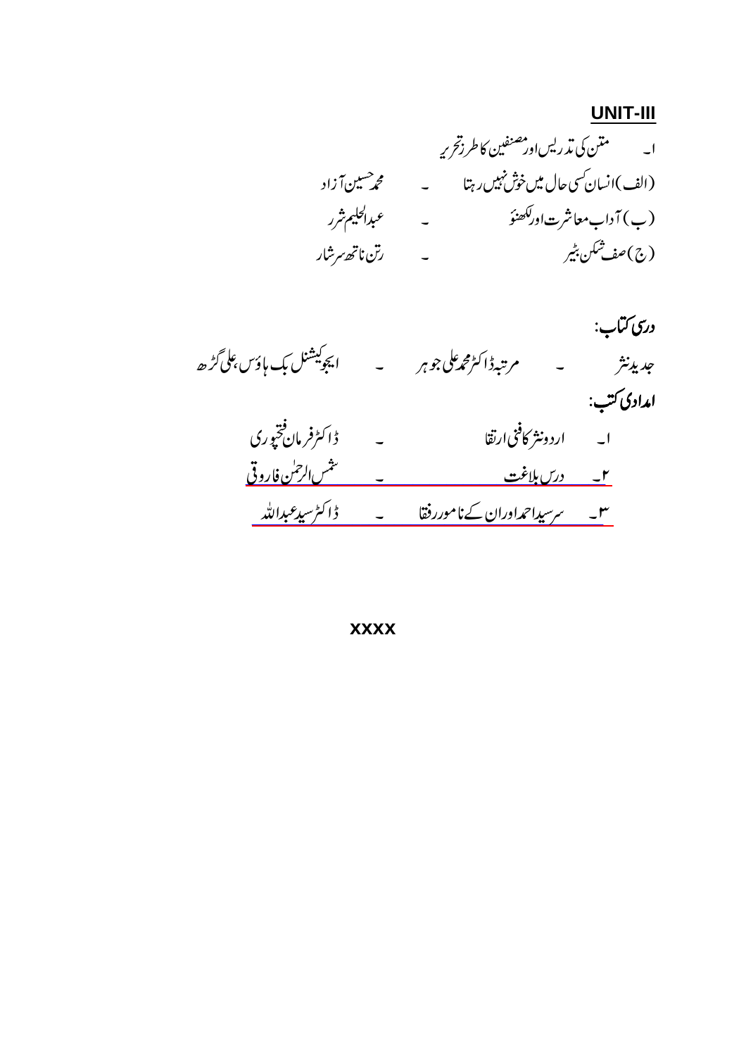## UNIT-III

۱۔ متن کی تدریس اور مصنفین کا طرز تحریر

(الف) انسان کسی حال میں خوش نہیں رہتا ۔ محمد حسین آزاد

(ب) آداب معاشرت اور لکھنؤ ۔ عبدالحلیم شرر

(ج) صف شکن بٹیر ۔ رتن ناتھ سرشار

**درسی کتاب:**

جدید نثر ۔ مرتبہ ڈاکٹر محمد علی جوہر ۔ ایجوکیشنل بک ہاؤس، علی گڑھ

**امدادی کتب:**

۱۔ اردو نثر کا فنی ارتقا ۔ ڈاکٹر فرمان فتح پوری

۲۔ درس بلاغت ۔ شمس الرحمٰن فاروقی

۳۔ سر سید احمد اور ان کے نامور رفقا ۔ ڈاکٹر سید عبداللہ

XXXX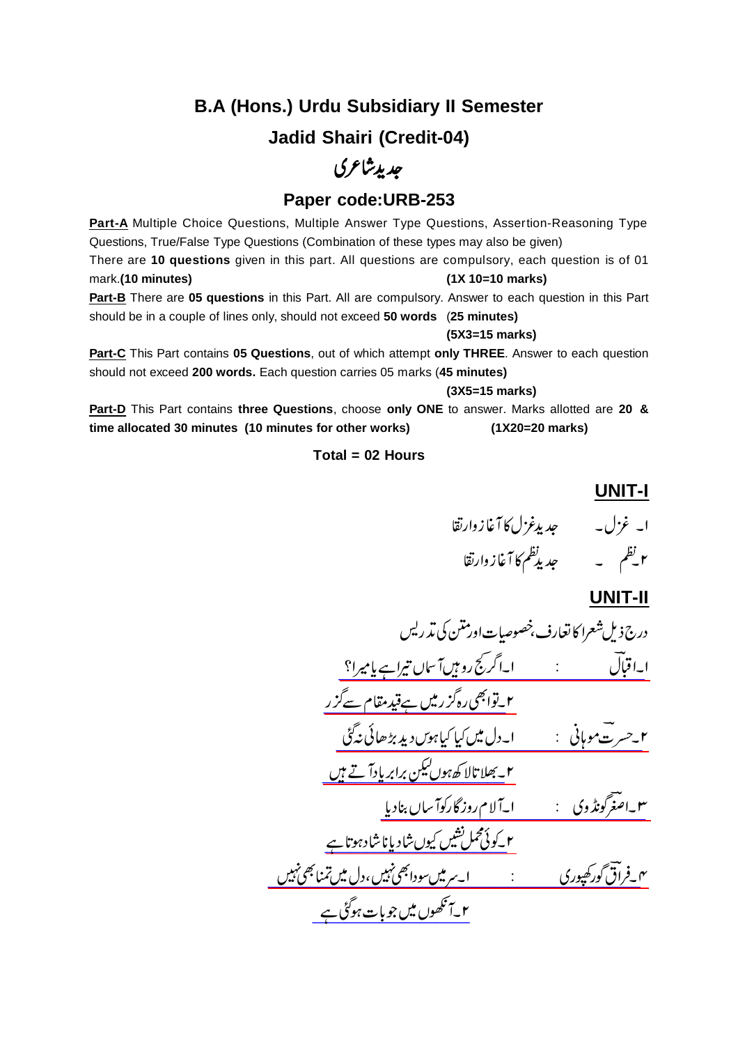# B.A (Hons.) Urdu Subsidiary II Semester

## Jadid Shairi (Credit-04)

## جدید شاعری

## Paper code:URB-253

**Part-A** Multiple Choice Questions, Multiple Answer Type Questions, Assertion-Reasoning Type Questions, True/False Type Questions (Combination of these types may also be given)
There are **10 questions** given in this part. All questions are compulsory, each question is of 01 mark.**(10 minutes)** **(1X 10=10 marks)**

**Part-B** There are **05 questions** in this Part. All are compulsory. Answer to each question in this Part should be in a couple of lines only, should not exceed **50 words** (**25 minutes)**
**(5X3=15 marks)**

**Part-C** This Part contains **05 Questions**, out of which attempt **only THREE**. Answer to each question should not exceed **200 words.** Each question carries 05 marks (**45 minutes)**
**(3X5=15 marks)**

**Part-D** This Part contains **three Questions**, choose **only ONE** to answer. Marks allotted are **20 & time allocated 30 minutes (10 minutes for other works)** **(1X20=20 marks)**

**Total = 02 Hours**

## UNIT-I

۱۔ غزل۔ جدید غزل کا آغاز وارتقا

۲۔نظم ۔ جدید نظم کا آغاز وارتقا

## UNIT-II

درج ذیل شعرا کا تعارف، خصوصیات اور متن کی تدریس

۱۔اقبالؔ : ۱۔اگر کج رو ہیں آساں تیرا ہے یا میرا؟

۲۔تو ابھی رہ گزر میں ہے قید مقام سے گزر

۲۔حسرتؔ موہانی : ۱۔دل میں کیا کیا ہوس دید بڑھائی نہ گئی

۲۔بھلاتا لاکھ ہوں لیکن برابر یاد آتے ہیں

۳۔اصغرؔ گونڈوی : ۱۔آلام روزگار کو آساں بنا دیا

۲۔کوئی محمل نشیں کیوں شاد یا ناشاد ہوتا ہے

۴۔فراقؔ گورکھپوری : ۱۔سر میں سودا بھی نہیں، دل میں تمنا بھی نہیں

۲۔آنکھوں میں جو بات ہو گئی ہے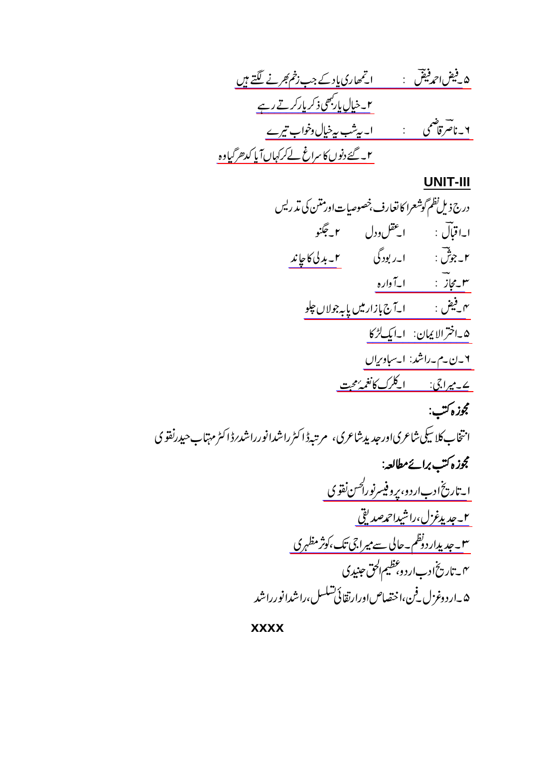۵۔فیض احمد فیضؔ : ۱۔تمھاری یاد کے جب زخم بھرنے لگتے ہیں

۲۔خیالِ یار کبھی ذکرِ یار کرتے رہے

۶۔ناصؔر کاظمی : ۱۔یہ شب یہ خیال وخواب تیرے

۲۔گئے دنوں کا سراغ لے کر کہاں آیا کدھر گیا وہ

## UNIT-III

درج ذیل نظم گو شعرا کا تعارف، خصوصیات اور متن کی تدریس

۱۔اقبالؔ : ۱۔عقل ودل ۲۔جگنو

۲۔جوشؔ : ۱۔ربودگی ۲۔بدلی کا چاند

۳۔مجازؔ : ۱۔آوارہ

۴۔فیض : ۱۔آج بازار میں پابہ جولاں چلو

۵۔اختر الایمان: ۱۔ایک لڑکا

۶۔ن۔م۔راشد: ۱۔سباویراں

۷۔میراجی: ۱۔کلرک کا نغمۂ محبت

**مجوزہ کتب:**

انتخاب کلاسیکی شاعری اور جدید شاعری، مرتبہ ڈاکٹر راشد انور راشد/ڈاکٹر مہتاب حیدر نقوی

**مجوزہ کتب برائے مطالعہ:**

۱۔تاریخ ادب اردو، پروفیسر نورالحسن نقوی

۲۔جدید غزل، راشید احمد صدیقی

۳۔جدید اردو نظم۔حالی سے میراجی تک، کوثر مظہری

۴۔تاریخ ادب اردو، عظیم الحق جنیدی

۵۔اردو غزل۔فن، اختصاص اور ارتقائی تسلسل، راشد انور راشد

XXXX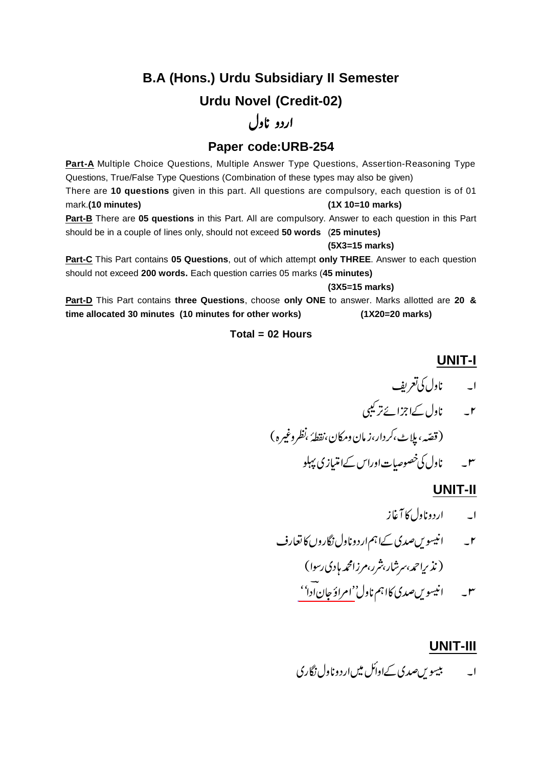## B.A (Hons.) Urdu Subsidiary II Semester

## Urdu Novel (Credit-02)

## اردو ناول

## Paper code:URB-254

**Part-A** Multiple Choice Questions, Multiple Answer Type Questions, Assertion-Reasoning Type Questions, True/False Type Questions (Combination of these types may also be given)

There are **10 questions** given in this part. All questions are compulsory, each question is of 01 mark.**(10 minutes)** **(1X 10=10 marks)**

**Part-B** There are **05 questions** in this Part. All are compulsory. Answer to each question in this Part should be in a couple of lines only, should not exceed **50 words** (**25 minutes)** **(5X3=15 marks)**

**Part-C** This Part contains **05 Questions**, out of which attempt **only THREE**. Answer to each question should not exceed **200 words.** Each question carries 05 marks (**45 minutes)** **(3X5=15 marks)**

**Part-D** This Part contains **three Questions**, choose **only ONE** to answer. Marks allotted are **20 & time allocated 30 minutes (10 minutes for other works)** **(1X20=20 marks)**

**Total = 02 Hours**

### UNIT-I

۱۔ ناول کی تعریف

۲۔ ناول کے اجزائے ترکیبی
(قصہ، پلاٹ، کردار، زمان ومکان، نقطۂ نظر وغیرہ)

۳۔ ناول کی خصوصیات اور اس کے امتیازی پہلو

### UNIT-II

۱۔ اردو ناول کا آغاز

۲۔ انیسویں صدی کے اہم اردو ناول نگاروں کا تعارف
(نذیر احمد، سرشار، شرر، مرزا محمد ہادی رسوا)

۳۔ انیسویں صدی کا اہم ناول ''امراؤ جان ادا''

### UNIT-III

۱۔ بیسویں صدی کے اوائل میں اردو ناول نگاری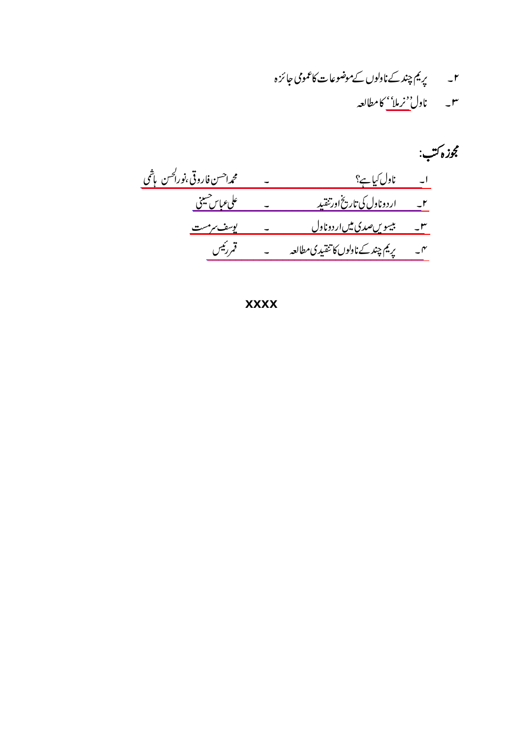۲۔ پریم چند کے ناولوں کے موضوعات کا عمومی جائزہ

۳۔ ناول ''نرملا'' کا مطالعہ

**مجوزہ کتب:**

۱۔ ناول کیا ہے؟ ۔ محمد احسن فاروقی، نورالحسن ہاشمی

۲۔ اردو ناول کی تاریخ اور تنقید ۔ علی عباس حسینی

۳۔ بیسویں صدی میں اردو ناول ۔ یوسف سرمست

۴۔ پریم چند کے ناولوں کا تنقیدی مطالعہ ۔ قمر رئیس

xxxx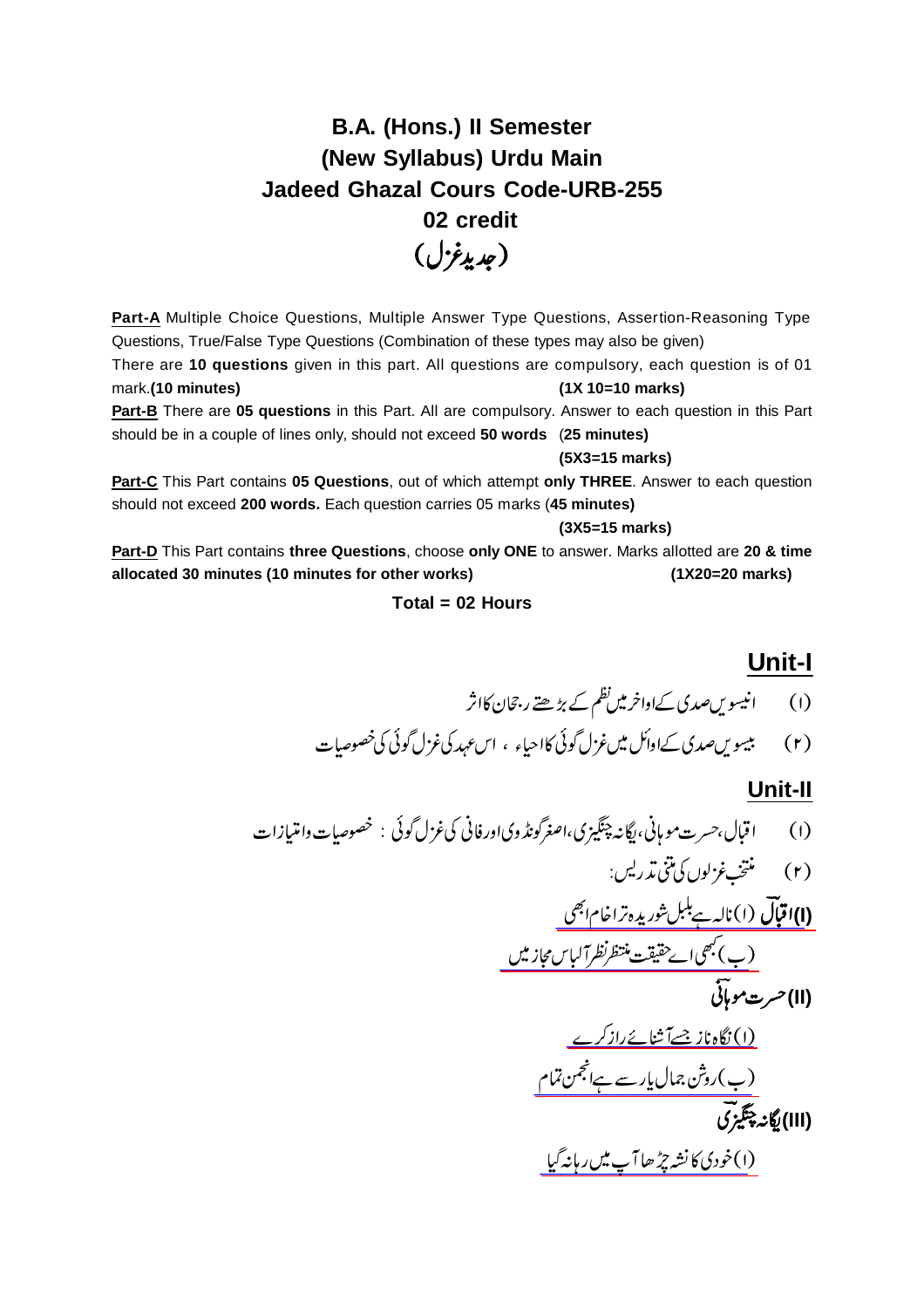# B.A. (Hons.) II Semester
# (New Syllabus) Urdu Main
# Jadeed Ghazal Cours Code-URB-255
# 02 credit
# (جدید غزل)

**Part-A** Multiple Choice Questions, Multiple Answer Type Questions, Assertion-Reasoning Type Questions, True/False Type Questions (Combination of these types may also be given)
There are **10 questions** given in this part. All questions are compulsory, each question is of 01 mark.**(10 minutes)** **(1X 10=10 marks)**

**Part-B** There are **05 questions** in this Part. All are compulsory. Answer to each question in this Part should be in a couple of lines only, should not exceed **50 words** (**25 minutes)**
**(5X3=15 marks)**

**Part-C** This Part contains **05 Questions**, out of which attempt **only THREE**. Answer to each question should not exceed **200 words.** Each question carries 05 marks (**45 minutes)**
**(3X5=15 marks)**

**Part-D** This Part contains **three Questions**, choose **only ONE** to answer. Marks allotted are **20 & time allocated 30 minutes (10 minutes for other works)** **(1X20=20 marks)**

**Total = 02 Hours**

## Unit-I

(۱) انیسویں صدی کے اواخر میں نظم کے بڑھتے رجحان کا اثر

(۲) بیسویں صدی کے اوائل میں غزل گوئی کا احیاء ، اس عہد کی غزل گوئی کی خصوصیات

## Unit-II

(۱) اقبال، حسرت موہانی، یگانہ چنگیزی، اصغر گونڈوی اور فانی کی غزل گوئی : خصوصیات و امتیازات

(۲) منتخب غزلوں کی متنی تدریس:

**(I) اقبالؔ** (ا) نالہ ہے بلبل شوریدہ ترا خام ابھی

(ب) کبھی اے حقیقت منتظر نظر آ لباس مجاز میں

**(II) حسرت موہانیؔ**

(ا) نگاہ ناز جسے آشنائے راز کرے

(ب) روشن جمال یار سے ہے انجمن تمام

**(III) یگانہ چنگیزیؔ**

(ا) خودی کا نشہ چڑھا آپ میں رہا نہ گیا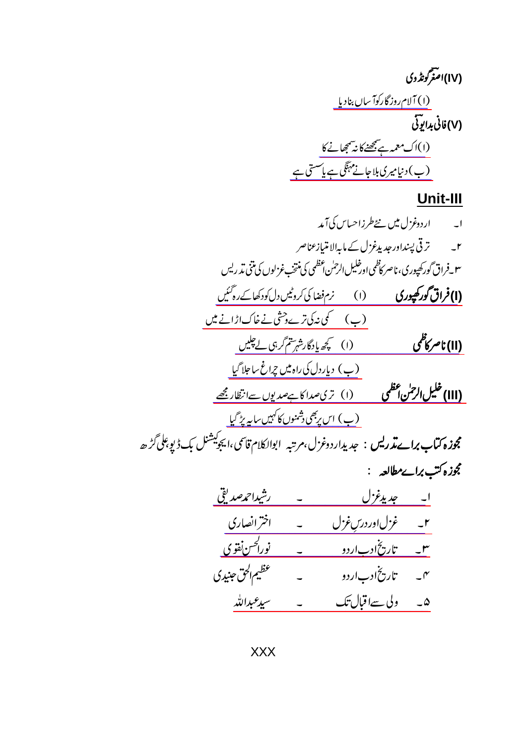**(IV) اصغر گونڈوی**

(ا) آلامِ روزگار کو آساں بنا دیا

**(V) فانی بدایونی**

(ا) اک معمہ ہے سمجھنے کا نہ سمجھانے کا

(ب) دنیا میری بلا جانے مہنگی ہے یا سستی ہے

## Unit-III

۱۔ اردو غزل میں نئے طرزِ احساس کی آمد

۲۔ ترقی پسند اور جدید غزل کے مابہ الامتیاز عناصر

۳۔ فراق گورکھپوری، ناصر کاظمی اور خلیل الرحمٰن اعظمی کی منتخب غزلوں کی متنی تدریس

**(I) فراق گورکھپوری** (ا) نرم فضا کی کروٹیں دل کو دکھا کے رہ گئیں

(ب) کمی نہ کی ترے وحشی نے خاک اڑانے میں

**(II) ناصر کاظمی** (ا) کچھ یادگارِ شہرِ ستم گر ہی لے چلیں

(ب) دیارِ دل کی راہ میں چراغ سا جلا گیا

**(III) خلیل الرحمٰن اعظمی** (ا) تری صدا کا ہے صدیوں سے انتظار مجھے

(ب) اس پر بھی دشمنوں کا کہیں سایہ پڑ گیا

**مجوزہ کتاب برائے تدریس** : جدید اردو غزل، مرتبہ ابوالکلام قاسمی، ایجوکیشنل بک ڈپو، علی گڑھ

**مجوزہ کتب برائے مطالعہ** :

۱۔ جدید غزل - رشید احمد صدیقی

۲۔ غزل اور درسِ غزل - اختر انصاری

۳۔ تاریخِ ادبِ اردو - نورالحسن نقوی

۴۔ تاریخِ ادبِ اردو - عظیم الحق جنیدی

۵۔ ولی سے اقبال تک - سید عبداللہ

XXX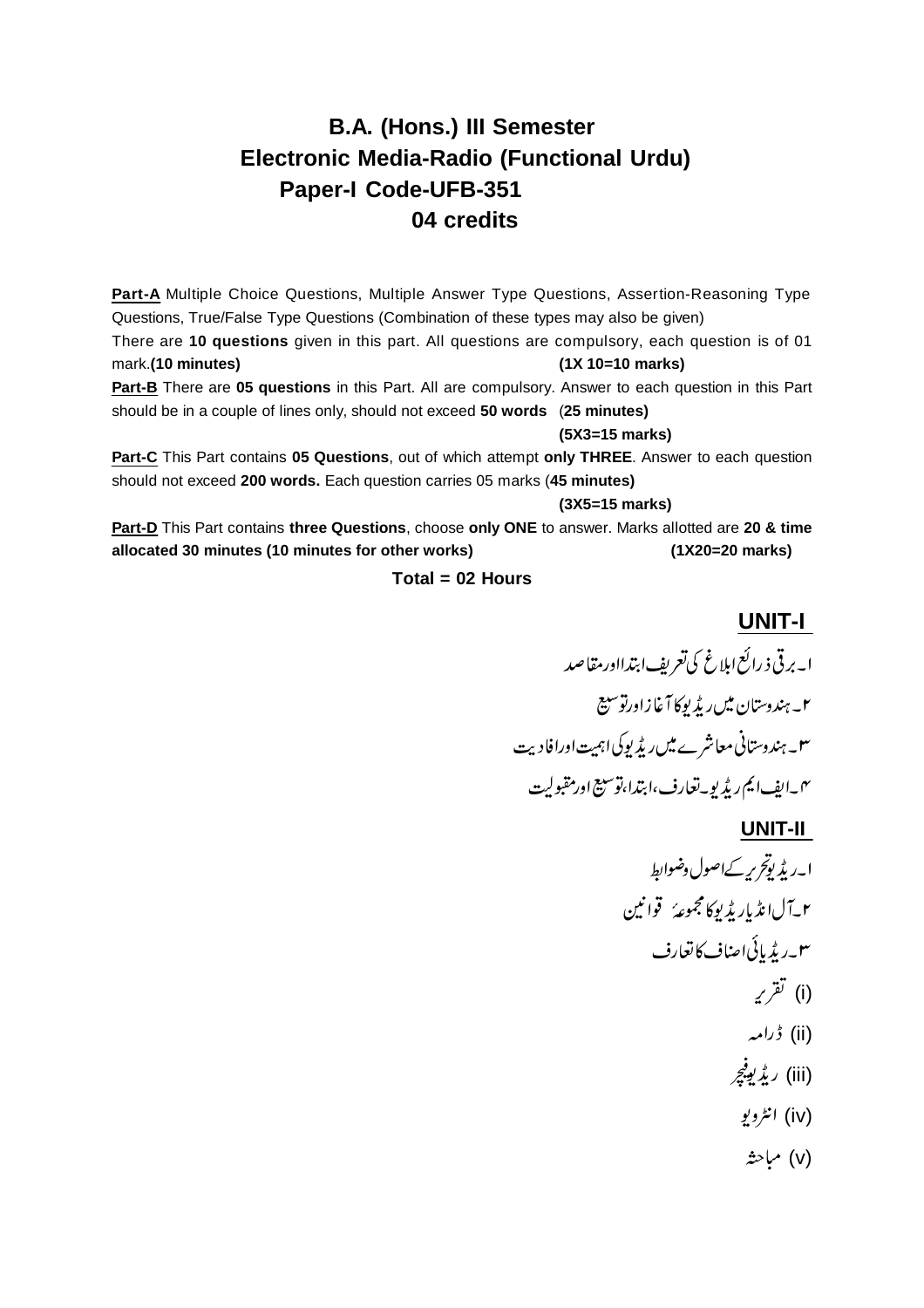# B.A. (Hons.) III Semester
## Electronic Media-Radio (Functional Urdu)
## Paper-I Code-UFB-351
## 04 credits

**Part-A** Multiple Choice Questions, Multiple Answer Type Questions, Assertion-Reasoning Type Questions, True/False Type Questions (Combination of these types may also be given)
There are **10 questions** given in this part. All questions are compulsory, each question is of 01 mark.**(10 minutes)** **(1X 10=10 marks)**

**Part-B** There are **05 questions** in this Part. All are compulsory. Answer to each question in this Part should be in a couple of lines only, should not exceed **50 words** (**25 minutes)**
**(5X3=15 marks)**

**Part-C** This Part contains **05 Questions**, out of which attempt **only THREE**. Answer to each question should not exceed **200 words.** Each question carries 05 marks (**45 minutes)**
**(3X5=15 marks)**

**Part-D** This Part contains **three Questions**, choose **only ONE** to answer. Marks allotted are **20 & time allocated 30 minutes (10 minutes for other works)** **(1X20=20 marks)**

**Total = 02 Hours**

## UNIT-I

۱۔ برقی ذرائع ابلاغ کی تعریف ابتدااور مقاصد

۲۔ ہندوستان میں ریڈیو کا آغاز اور توسیع

۳۔ ہندوستانی معاشرے میں ریڈیو کی اہمیت اور افادیت

۴۔ ایف ایم ریڈیو۔ تعارف، ابتدا، توسیع اور مقبولیت

## UNIT-II

۱۔ ریڈیو تحریر کے اصول وضوابط

۲۔ آل انڈیا ریڈیو کا مجموعۂ قوانین

۳۔ ریڈیائی اصناف کا تعارف

(i) تقریر

(ii) ڈرامہ

(iii) ریڈیو فیچر

(iv) انٹرویو

(v) مباحثہ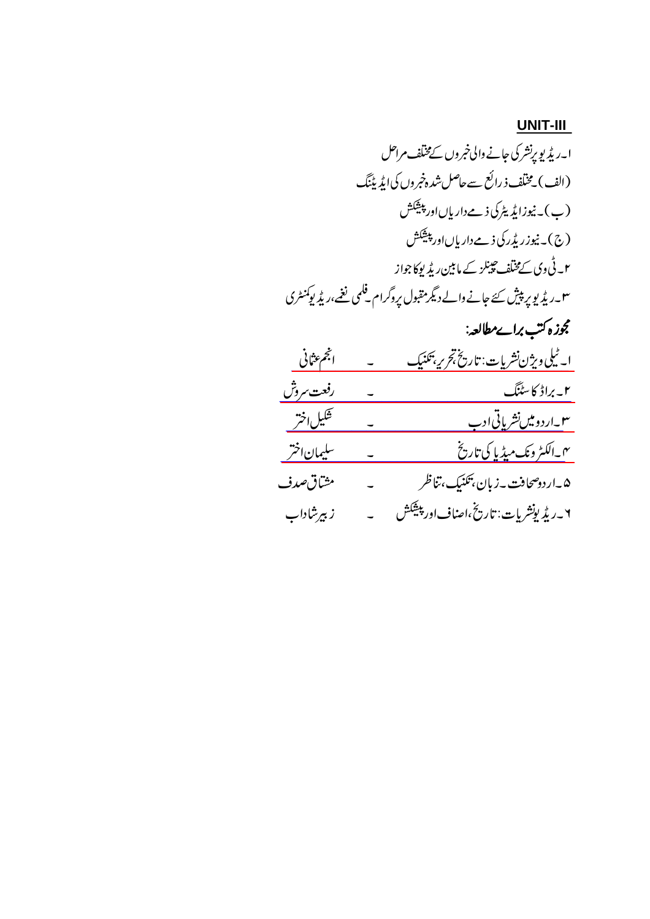## UNIT-III

۱۔ ریڈیو پر نشر کی جانے والی خبروں کے مختلف مراحل

(الف)۔ مختلف ذرائع سے حاصل شدہ خبروں کی ایڈیٹنگ

(ب)۔ نیوز ایڈیٹر کی ذمے داریاں اور پیشکش

(ج)۔ نیوز ریڈر کی ذمے داریاں اور پیشکش

۲۔ ٹی وی کے مختلف چینلز کے مابین ریڈیو کا جواز

۳۔ ریڈیو پر پیش کئے جانے والے دیگر مقبول پروگرام۔ فلمی نغمے، ریڈیو کمنٹری

**مجوزہ کتب برائے مطالعہ:**

| | | |
|---|---|---|
| ۱۔ ٹیلی ویژن نشریات: تاریخ، تحریر، تکنیک | ۔ | انجم عثمانی |
| ۲۔ براڈ کاسٹنگ | ۔ | رفعت سروش |
| ۳۔ اردو میں نشریاتی ادب | ۔ | شکیل اختر |
| ۴۔ الکٹرونک میڈیا کی تاریخ | ۔ | سلیمان اختر |
| ۵۔ اردو صحافت۔ زبان، تکنیک، تناظر | ۔ | مشتاق صدف |
| ۶۔ ریڈیو نشریات: تاریخ، اصناف اور پیشکش | ۔ | زبیر شاداب |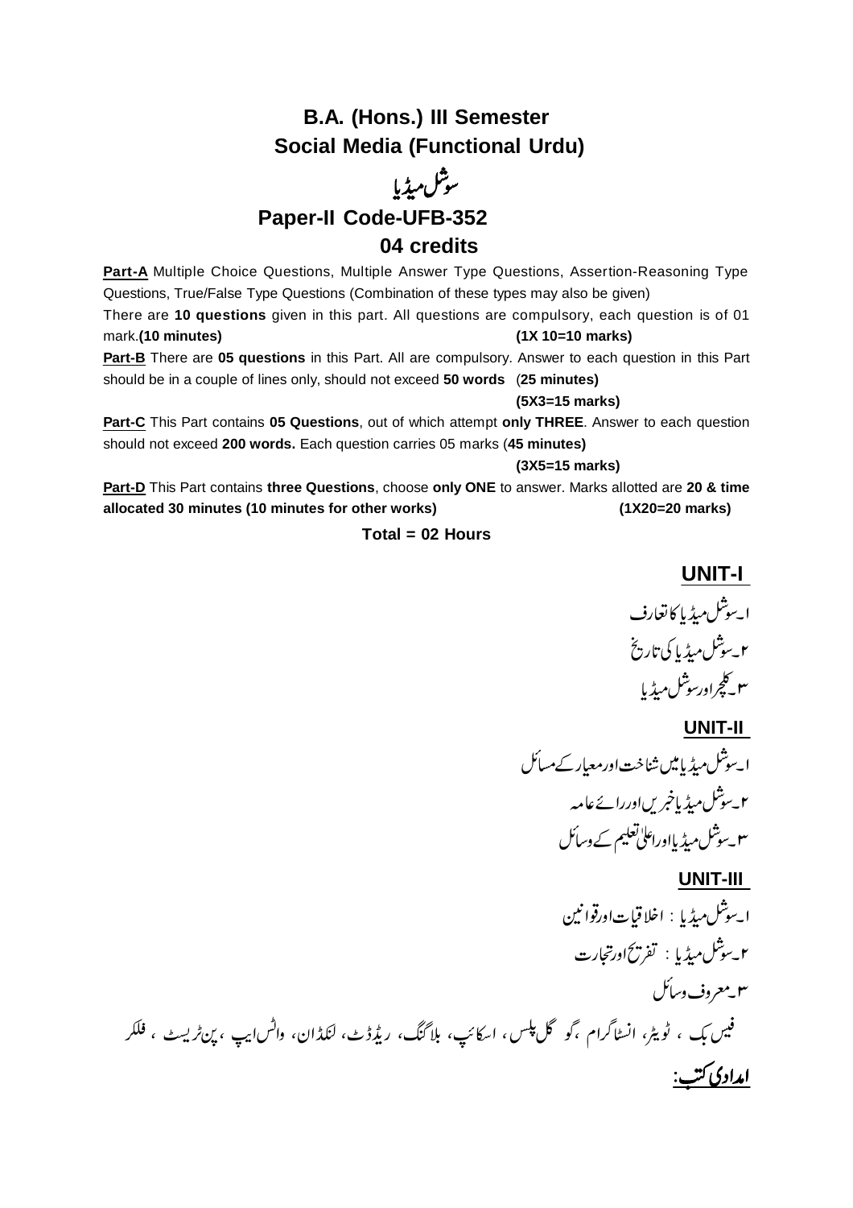# B.A. (Hons.) III Semester
## Social Media (Functional Urdu)

## سوشل میڈیا

## Paper-II Code-UFB-352
## 04 credits

**Part-A** Multiple Choice Questions, Multiple Answer Type Questions, Assertion-Reasoning Type Questions, True/False Type Questions (Combination of these types may also be given)

There are **10 questions** given in this part. All questions are compulsory, each question is of 01 mark.**(10 minutes)** **(1X 10=10 marks)**

**Part-B** There are **05 questions** in this Part. All are compulsory. Answer to each question in this Part should be in a couple of lines only, should not exceed **50 words** (**25 minutes**) **(5X3=15 marks)**

**Part-C** This Part contains **05 Questions**, out of which attempt **only THREE**. Answer to each question should not exceed **200 words.** Each question carries 05 marks (**45 minutes)** **(3X5=15 marks)**

**Part-D** This Part contains **three Questions**, choose **only ONE** to answer. Marks allotted are **20 & time allocated 30 minutes (10 minutes for other works)** **(1X20=20 marks)**

**Total = 02 Hours**

### UNIT-I

۱۔سوشل میڈیا کا تعارف

۲۔سوشل میڈیا کی تاریخ

۳۔کلچر اور سوشل میڈیا

### UNIT-II

۱۔سوشل میڈیا میں شناخت اور معیار کے مسائل

۲۔سوشل میڈیا خبریں اور رائے عامہ

۳۔سوشل میڈیا اور اعلیٰ تعلیم کے وسائل

### UNIT-III

۱۔سوشل میڈیا : اخلاقیات اور قوانین

۲۔سوشل میڈیا : تفریح اور تجارت

۳۔معروف وسائل

فیس بک ، ٹویٹر، انسٹاگرام ،گو گل پلس، اسکائپ، بلاگنگ، ریڈڈٹ، لنکڈان، واٹس ایپ ،پن ٹریسٹ ، فلکر

**امدادی کتب:**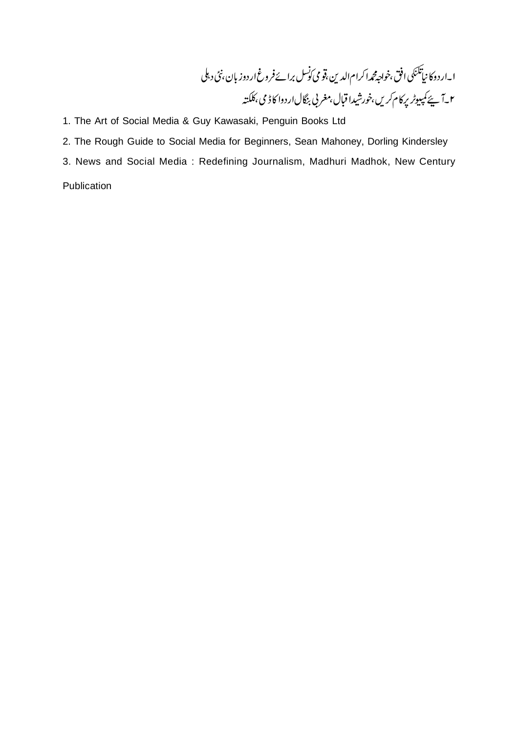۱۔اردو کا نیا تکنکی افق،خواجہ محمد اکرام الدین،قومی کونسل برائے فروغ اردو زبان،نئی دہلی

۲۔آیئے کمپیوٹر پر کام کریں،خورشید اقبال،مغربی بنگال اردو اکاڈمی،کلکتہ

1. The Art of Social Media & Guy Kawasaki, Penguin Books Ltd

2. The Rough Guide to Social Media for Beginners, Sean Mahoney, Dorling Kindersley

3. News and Social Media : Redefining Journalism, Madhuri Madhok, New Century Publication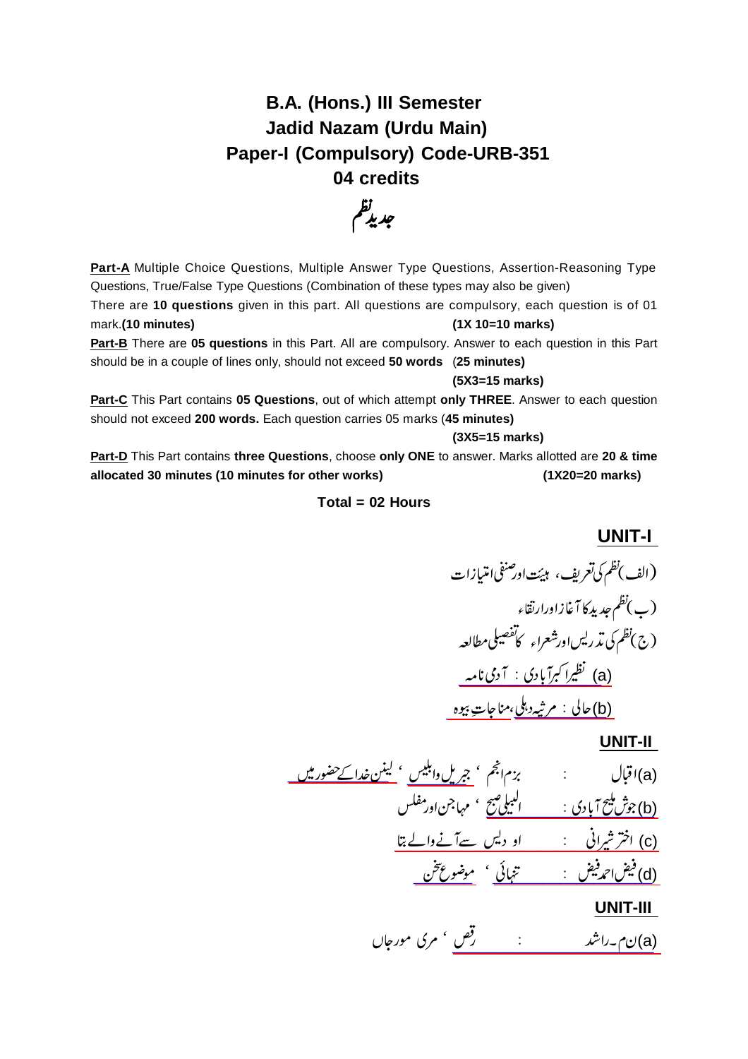# B.A. (Hons.) III Semester
# Jadid Nazam (Urdu Main)
# Paper-I (Compulsory) Code-URB-351
# 04 credits

## جدید نظم

**Part-A** Multiple Choice Questions, Multiple Answer Type Questions, Assertion-Reasoning Type Questions, True/False Type Questions (Combination of these types may also be given)
There are **10 questions** given in this part. All questions are compulsory, each question is of 01 mark.**(10 minutes)** **(1X 10=10 marks)**

**Part-B** There are **05 questions** in this Part. All are compulsory. Answer to each question in this Part should be in a couple of lines only, should not exceed **50 words** (**25 minutes**) **(5X3=15 marks)**

**Part-C** This Part contains **05 Questions**, out of which attempt **only THREE**. Answer to each question should not exceed **200 words.** Each question carries 05 marks (**45 minutes)** **(3X5=15 marks)**

**Part-D** This Part contains **three Questions**, choose **only ONE** to answer. Marks allotted are **20 & time allocated 30 minutes (10 minutes for other works)** **(1X20=20 marks)**

**Total = 02 Hours**

## UNIT-I

(الف) نظم کی تعریف، ہیئت اور صنفی امتیازات

(ب) نظم جدید کا آغاز اور ارتقاء

(ج) نظم کی تدریس اور شعراء کا تفصیلی مطالعہ

(a) نظیر اکبرآبادی : آدمی نامہ

(b) حالی : مرثیہ دہلی، مناجاتِ بیوہ

## UNIT-II

(a) اقبال : بزم انجم ، جبریل وابلیس ، لینن خدا کے حضور میں

(b) جوش ملیح آبادی : البیلی صبح ، مہاجن اور مفلس

(c) اختر شیرانی : او دیس سے آنے والے بتا

(d) فیض احمد فیض : تنہائی ، موضوع سخن

## UNIT-III

(a) ن م۔ راشد : رقص ، مری مورجاں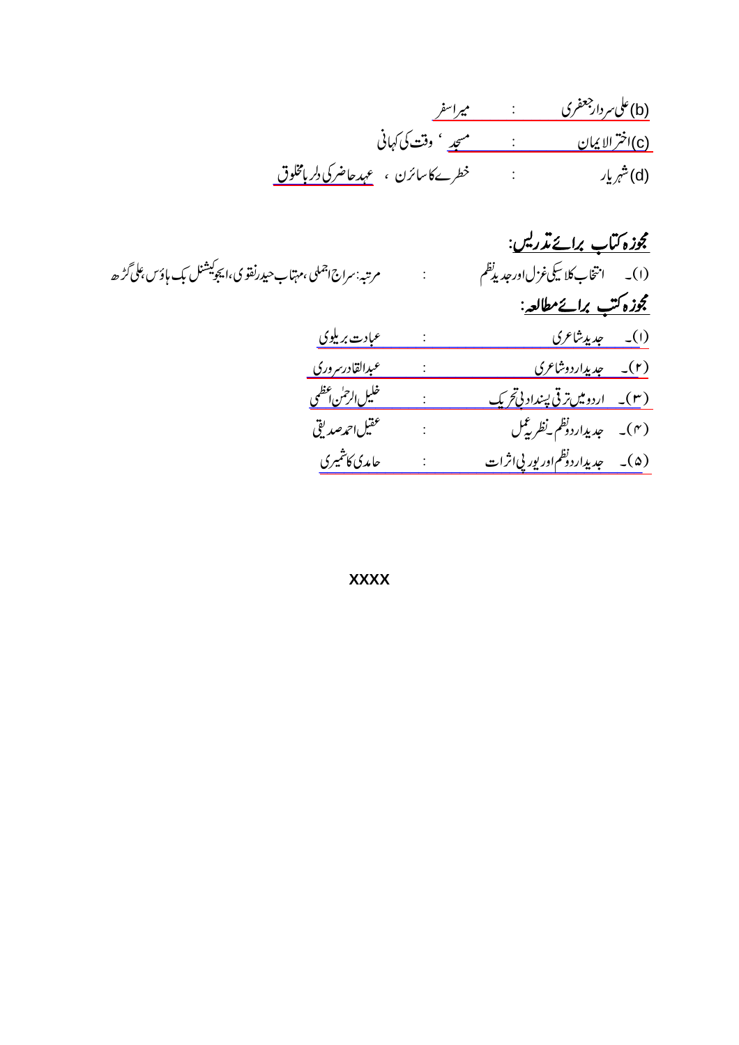(b)علی سردار جعفری : میرا سفر

(c)اختر الایمان : مسجد ، وقت کی کہانی

(d)شہریار : خطرے کا سائرن ، عہد حاضر کی دلربا مخلوق

## مجوزہ کتاب برائے تدریس:

(ا)۔ انتخاب کلاسیکی غزل اور جدید نظم : مرتبہ: سراج اجملی، مہتاب حیدر نقوی، ایجوکیشنل بک ہاؤس، علی گڑھ

## مجوزہ کتب برائے مطالعہ:

(ا)۔ جدید شاعری : عبادت بریلوی

(۲)۔ جدید اردو شاعری : عبدالقادر سروری

(۳)۔ اردو میں ترقی پسند ادبی تحریک : خلیل الرحمٰن اعظمی

(۴)۔ جدید اردو نظم۔ نظریہ عمل : عقیل احمد صدیقی

(۵)۔ جدید اردو نظم اور یورپی اثرات : حامدی کاشمیری

XXXX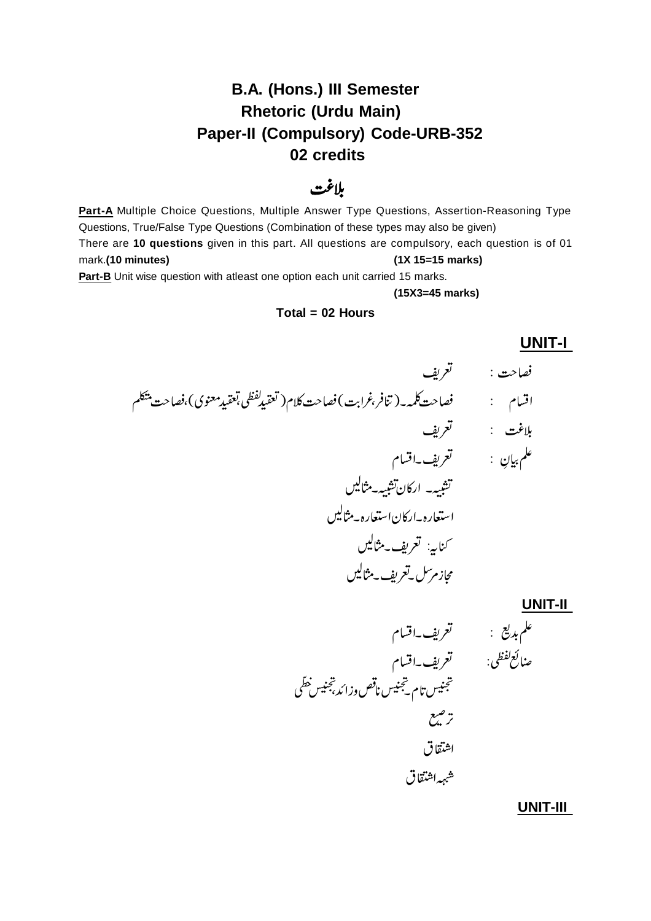# B.A. (Hons.) III Semester
# Rhetoric (Urdu Main)
# Paper-II (Compulsory) Code-URB-352
# 02 credits

## بلاغت

**Part-A** Multiple Choice Questions, Multiple Answer Type Questions, Assertion-Reasoning Type Questions, True/False Type Questions (Combination of these types may also be given)

There are **10 questions** given in this part. All questions are compulsory, each question is of 01 mark.**(10 minutes)** **(1X 15=15 marks)**

**Part-B** Unit wise question with atleast one option each unit carried 15 marks.

**(15X3=45 marks)**

**Total = 02 Hours**

### UNIT-I

فصاحت : تعریف

اقسام : فصاحت کلمہ۔(تنافر،غرابت) فصاحت کلام (تعقید لفظی،تعقید معنوی)،فصاحت متکلم

بلاغت : تعریف

علم بیان : تعریف۔اقسام

تشبیہ۔ ارکان تشبیہ۔مثالیں

استعارہ۔ارکان استعارہ۔مثالیں

کنایہ: تعریف۔مثالیں

مجاز مرسل۔تعریف۔مثالیں

### UNIT-II

علم بدیع : تعریف۔اقسام

صنائع لفظی: تعریف۔اقسام

تجنیس تام۔تجنیس ناقص وزائد،تجنیس خطی

ترصیع

اشتقاق

شبہ اشتقاق

### UNIT-III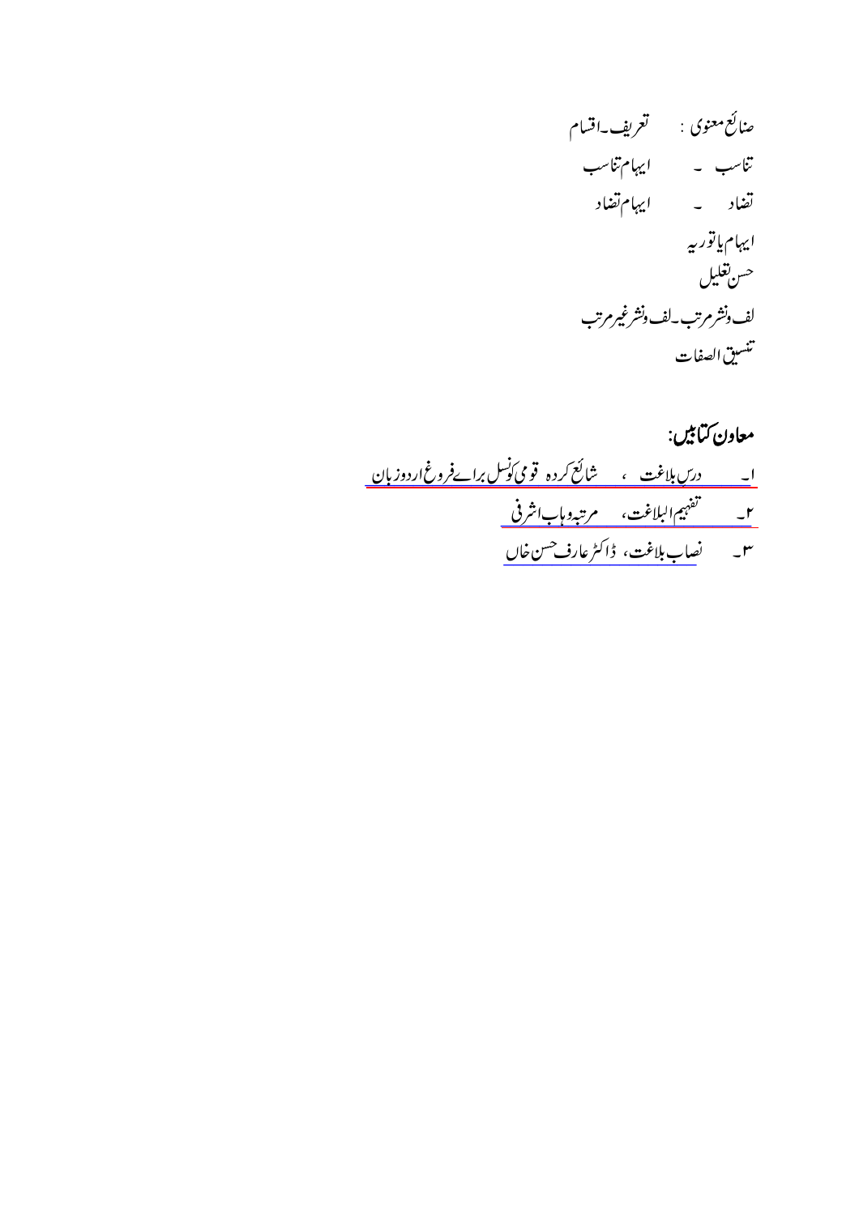صنائع معنوی : تعریف۔اقسام

تناسب ۔ ایہام تناسب

تضاد ۔ ایہام تضاد

ایہام یا توریہ

حسن تعلیل

لف ونشر مرتب۔لف ونشر غیر مرتب

تنسیق الصفات

**معاون کتابیں:**

۱۔ درس بلاغت ، شائع کردہ قومی کونسل برائے فروغ اردو زبان

۲۔ تفہیم البلاغت، مرتبہ وہاب اشرفی

۳۔ نصاب بلاغت، ڈاکٹر عارف حسن خاں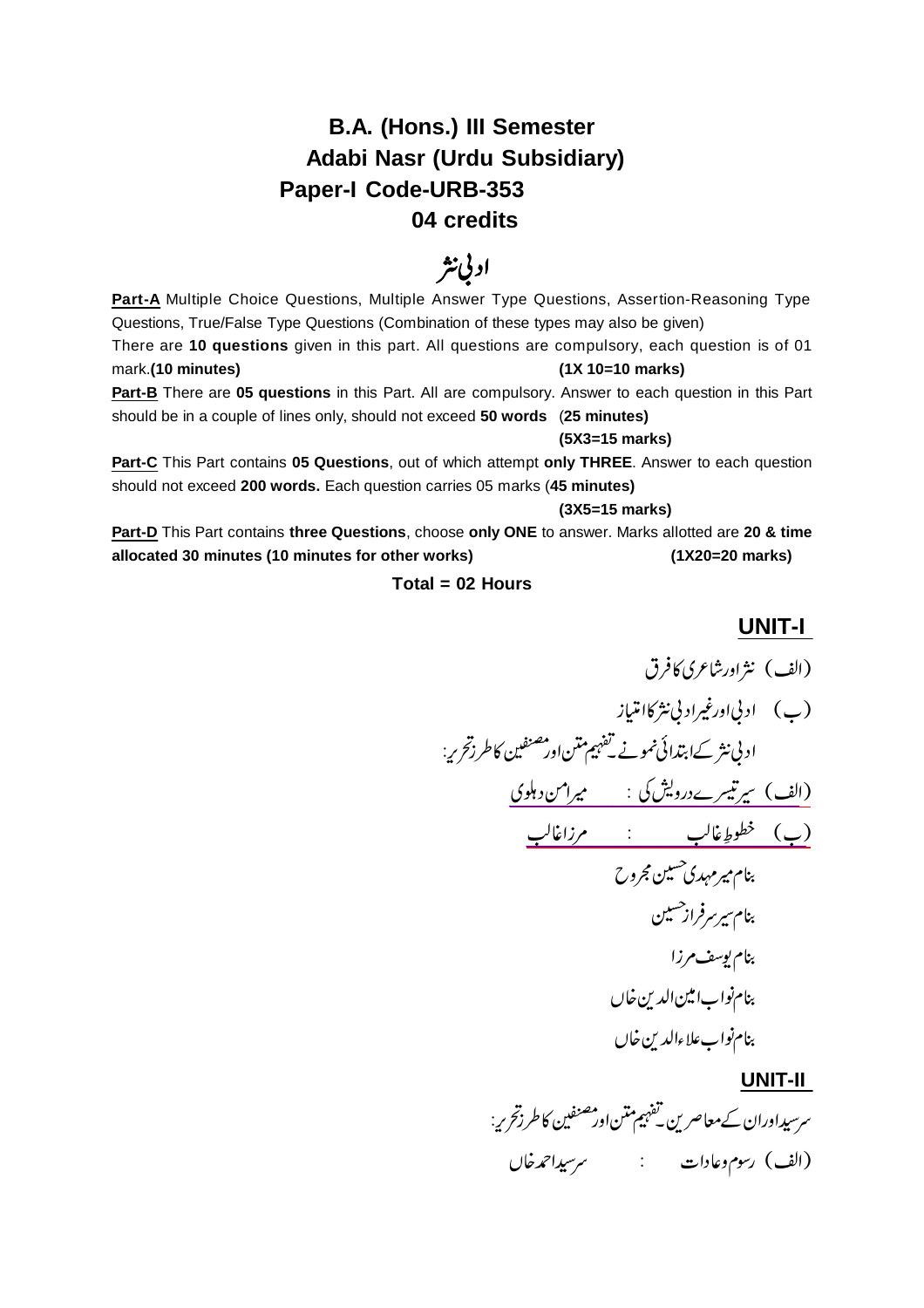# B.A. (Hons.) III Semester
## Adabi Nasr (Urdu Subsidiary)
## Paper-I Code-URB-353
## 04 credits

## ادبی نثر

**Part-A** Multiple Choice Questions, Multiple Answer Type Questions, Assertion-Reasoning Type Questions, True/False Type Questions (Combination of these types may also be given)

There are **10 questions** given in this part. All questions are compulsory, each question is of 01 mark.**(10 minutes)** **(1X 10=10 marks)**

**Part-B** There are **05 questions** in this Part. All are compulsory. Answer to each question in this Part should be in a couple of lines only, should not exceed **50 words** (**25 minutes)**

**(5X3=15 marks)**

**Part-C** This Part contains **05 Questions**, out of which attempt **only THREE**. Answer to each question should not exceed **200 words.** Each question carries 05 marks (**45 minutes)**

**(3X5=15 marks)**

**Part-D** This Part contains **three Questions**, choose **only ONE** to answer. Marks allotted are **20 & time allocated 30 minutes (10 minutes for other works)** **(1X20=20 marks)**

**Total = 02 Hours**

### UNIT-I

(الف) نثر اور شاعری کا فرق

(ب) ادبی اور غیر ادبی نثر کا امتیاز

ادبی نثر کے ابتدائی نمونے۔ تفہیم متن اور مصنفین کا طرز تحریر:

(الف) سیر تیسرے درویش کی : میر امن دہلوی

(ب) خطوطِ غالب : مرزا غالب

بنام میر مہدی حسین مجروح

بنام میر سرفراز حسین

بنام یوسف مرزا

بنام نواب امین الدین خاں

بنام نواب علاء الدین خاں

### UNIT-II

سر سید اور ان کے معاصرین۔ تفہیم متن اور مصنفین کا طرز تحریر:

(الف) رسوم و عادات : سر سید احمد خاں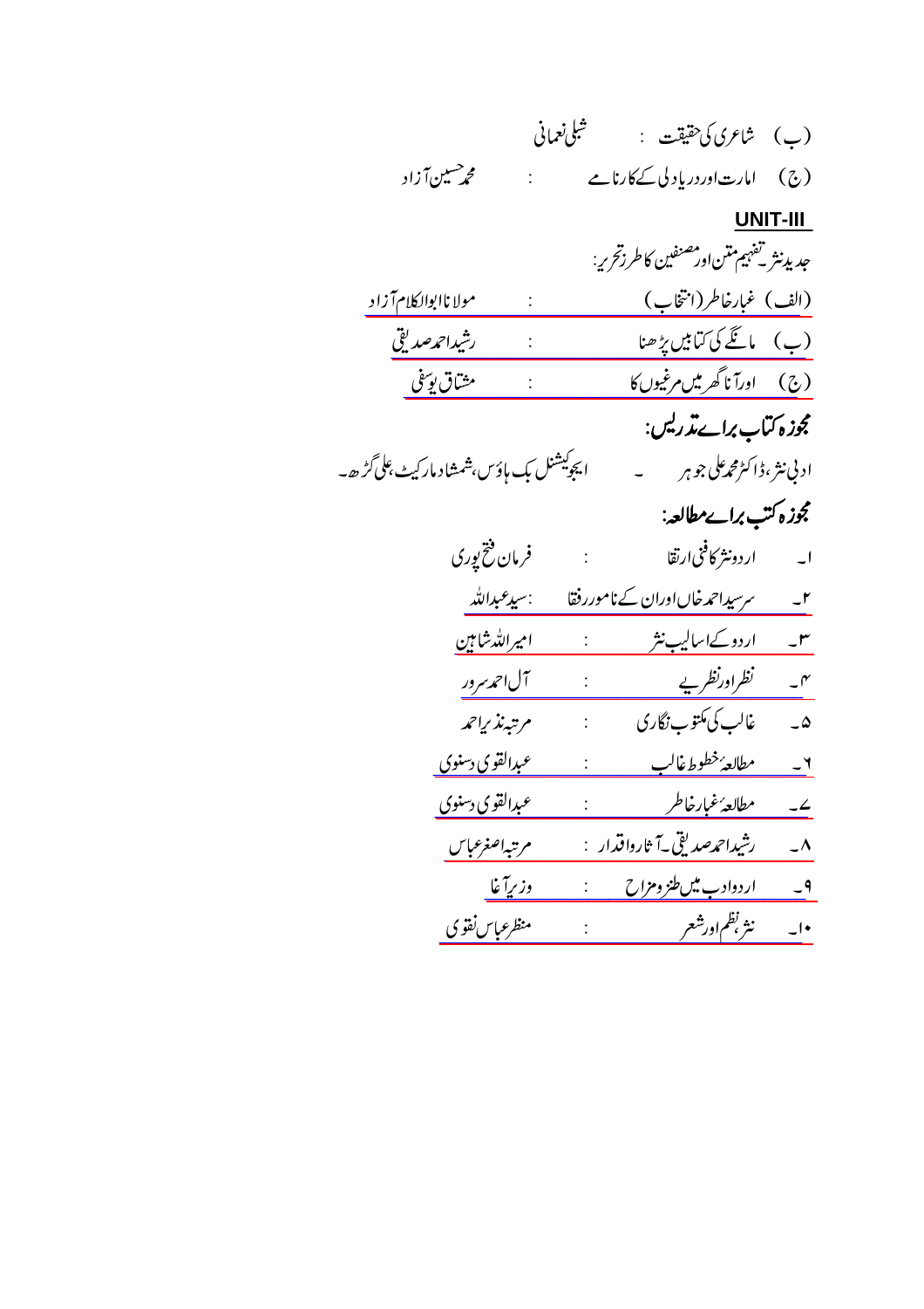(ب) شاعری کی حقیقت : شبلی نعمانی

(ج) امارت اور دریا دلی کے کارنامے : محمد حسین آزاد

**UNIT-III**

جدید نثر۔ تفہیم متن اور مصنفین کا طرز تحریر:

(الف) غبار خاطر (انتخاب) : مولانا ابوالکلام آزاد

(ب) مانگے کی کتابیں پڑھنا : رشید احمد صدیقی

(ج) اور آنا گھر میں مرغیوں کا : مشتاق یوسفی

## مجوزہ کتاب برائے تدریس:

ادبی نثر، ڈاکٹر محمد علی جوہر ۔ ایجوکیشنل بک ہاؤس، شمشاد مارکیٹ، علی گڑھ۔

## مجوزہ کتب برائے مطالعہ:

۱۔ اردو نثر کا فنی ارتقا : فرمان فتح پوری

۲۔ سرسید احمد خاں اور ان کے نامور رفقا : سید عبداللہ

۳۔ اردو کے اسالیب نثر : امیر اللہ شاہین

۴۔ نظر اور نظریے : آل احمد سرور

۵۔ غالب کی مکتوب نگاری : مرتبہ نذیر احمد

۶۔ مطالعۂ خطوط غالب : عبدالقوی دسنوی

۷۔ مطالعۂ غبار خاطر : عبدالقوی دسنوی

۸۔ رشید احمد صدیقی۔ آثار و اقدار : مرتبہ اصغر عباس

۹۔ اردو ادب میں طنز و مزاح : وزیر آغا

۱۰۔ نثر، نظم اور شعر : منظر عباس نقوی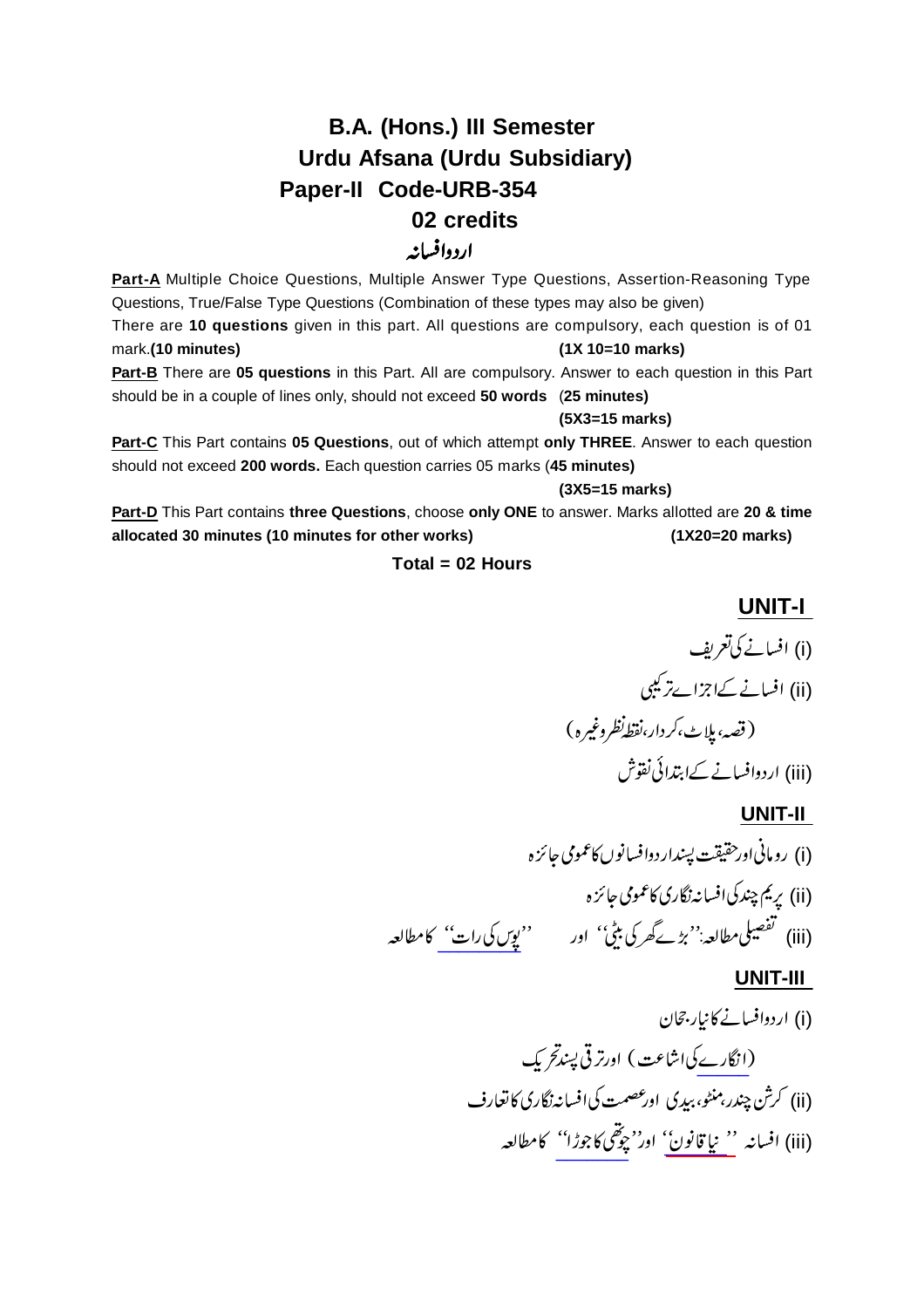# B.A. (Hons.) III Semester
## Urdu Afsana (Urdu Subsidiary)
## Paper-II Code-URB-354
## 02 credits
## اردو افسانہ

**Part-A** Multiple Choice Questions, Multiple Answer Type Questions, Assertion-Reasoning Type Questions, True/False Type Questions (Combination of these types may also be given)
There are **10 questions** given in this part. All questions are compulsory, each question is of 01 mark.**(10 minutes)** **(1X 10=10 marks)**

**Part-B** There are **05 questions** in this Part. All are compulsory. Answer to each question in this Part should be in a couple of lines only, should not exceed **50 words** (**25 minutes)** **(5X3=15 marks)**

**Part-C** This Part contains **05 Questions**, out of which attempt **only THREE**. Answer to each question should not exceed **200 words.** Each question carries 05 marks (**45 minutes)** **(3X5=15 marks)**

**Part-D** This Part contains **three Questions**, choose **only ONE** to answer. Marks allotted are **20 & time allocated 30 minutes (10 minutes for other works)** **(1X20=20 marks)**

**Total = 02 Hours**

## UNIT-I

(i) افسانے کی تعریف

(ii) افسانے کے اجزائے ترکیبی

(قصہ، پلاٹ، کردار، نقطۂ نظر وغیرہ)

(iii) اردو افسانے کے ابتدائی نقوش

## UNIT-II

(i) رومانی اور حقیقت پسند اردو افسانوں کا عمومی جائزہ

(ii) پریم چند کی افسانہ نگاری کا عمومی جائزہ

(iii) تفصیلی مطالعہ: ''بڑے گھر کی بیٹی'' اور ''پوس کی رات'' کا مطالعہ

## UNIT-III

(i) اردو افسانے کا نیا رجحان

(انگارے کی اشاعت) اور ترقی پسند تحریک

(ii) کرشن چندر، منٹو، بیدی اور عصمت کی افسانہ نگاری کا تعارف

(iii) افسانہ ''نیا قانون'' اور ''چوتھی کا جوڑا'' کا مطالعہ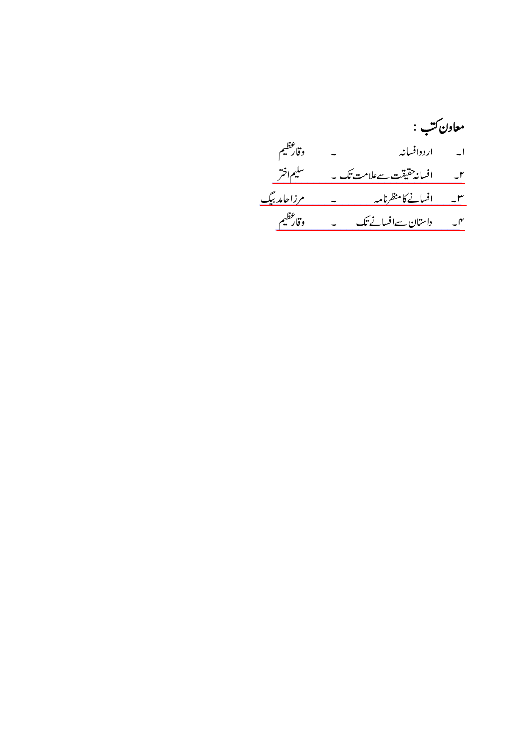**معاون کتب :**

۱۔ اردو افسانہ ۔ وقار عظیم

۲۔ افسانہ حقیقت سے علامت تک ۔ سلیم اختر

۳۔ افسانے کا منظر نامہ ۔ مرزا حامد بیگ

۴۔ داستان سے افسانے تک ۔ وقار عظیم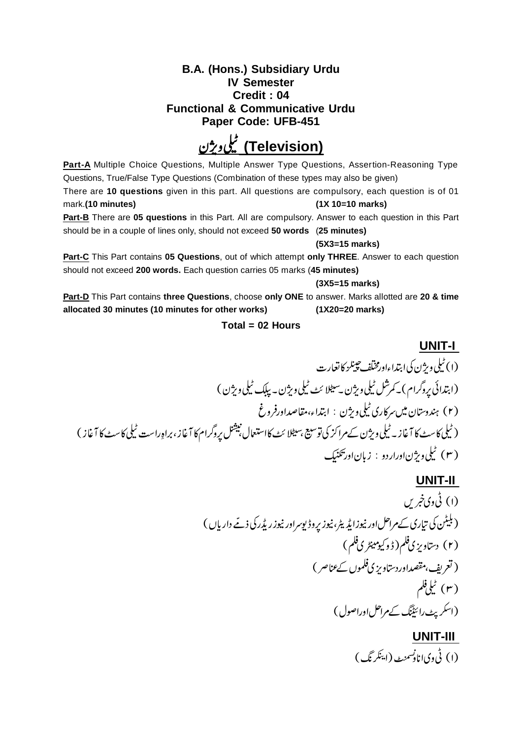**B.A. (Hons.) Subsidiary Urdu**
**IV Semester**
**Credit : 04**
**Functional & Communicative Urdu**
**Paper Code: UFB-451**

# ٹیلی ویژن (Television)

**Part-A** Multiple Choice Questions, Multiple Answer Type Questions, Assertion-Reasoning Type Questions, True/False Type Questions (Combination of these types may also be given)
There are **10 questions** given in this part. All questions are compulsory, each question is of 01 mark.**(10 minutes)** **(1X 10=10 marks)**

**Part-B** There are **05 questions** in this Part. All are compulsory. Answer to each question in this Part should be in a couple of lines only, should not exceed **50 words** (**25 minutes)**
**(5X3=15 marks)**

**Part-C** This Part contains **05 Questions**, out of which attempt **only THREE**. Answer to each question should not exceed **200 words.** Each question carries 05 marks (**45 minutes)**
**(3X5=15 marks)**

**Part-D** This Part contains **three Questions**, choose **only ONE** to answer. Marks allotted are **20 & time allocated 30 minutes (10 minutes for other works)** **(1X20=20 marks)**

**Total = 02 Hours**

## UNIT-I

(۱) ٹیلی ویژن کی ابتداء اور مختلف چینلز کا تعارت
(ابتدائی پروگرام) ۔ کمرشل ٹیلی ویژن ۔ سیٹلائٹ ٹیلی ویژن ۔ پبلک ٹیلی ویژن)
(۲) ہندوستان میں سرکاری ٹیلی ویژن : ابتداء، مقاصد اور فروغ
(ٹیلی کاسٹ کا آغاز ۔ ٹیلی ویژن کے مراکز کی توسیع، سیٹلائٹ کا استعمال، نیشنل پروگرام کا آغاز، براہِ راست ٹیلی کاسٹ کا آغاز)
(۳) ٹیلی ویژن اور اردو : زبان اور تکنیک

## UNIT-II

(۱) ٹی وی خبریں
(بلیٹن کی تیاری کے مراحل اور نیوز ایڈیٹر، نیوز پروڈیوسر اور نیوز ریڈر کی ذمّے داریاں)
(۲) دستاویزی فلم (ڈوکیومینٹری فلم)
(تعریف، مقصد اور دستاویزی فلموں کے عناصر)
(۳) ٹیلی فلم
(اسکرپٹ رائٹنگ کے مراحل اور اصول)

## UNIT-III

(۱) ٹی وی اناؤنسمنٹ (اینکرنگ)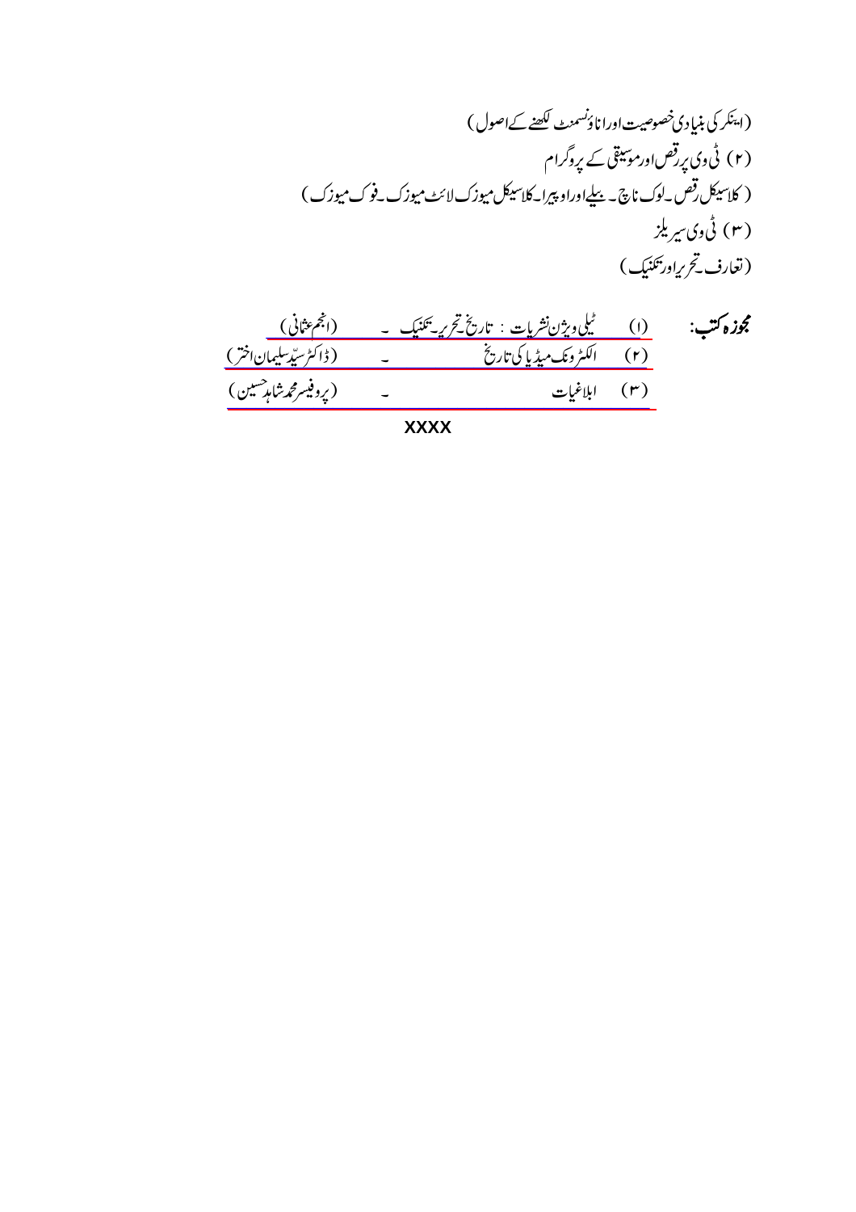(اینکر کی بنیادی خصوصیت اور اناؤنسمنٹ لکھنے کے اصول)

(۲) ٹی وی پر رقص اور موسیقی کے پروگرام

(کلاسیکل رقص ۔ لوک ناچ ۔ بیلے اور اوپیرا ۔ کلاسیکل میوزک لائٹ میوزک ۔ فوک میوزک)

(۳) ٹی وی سیریلز

(تعارف ۔ تحریر اور تکنیک)

**مجوزہ کتب:**

(۱) ٹیلی ویژن نشریات : تاریخ ۔ تحریر ۔ تکنیک ۔ (انجم عثمانی)

(۲) الکٹرونک میڈیا کی تاریخ ۔ (ڈاکٹر سیّد سلیمان اختر)

(۳) ابلاغیات ۔ (پروفیسر محمد شاہد حسین)

XXXX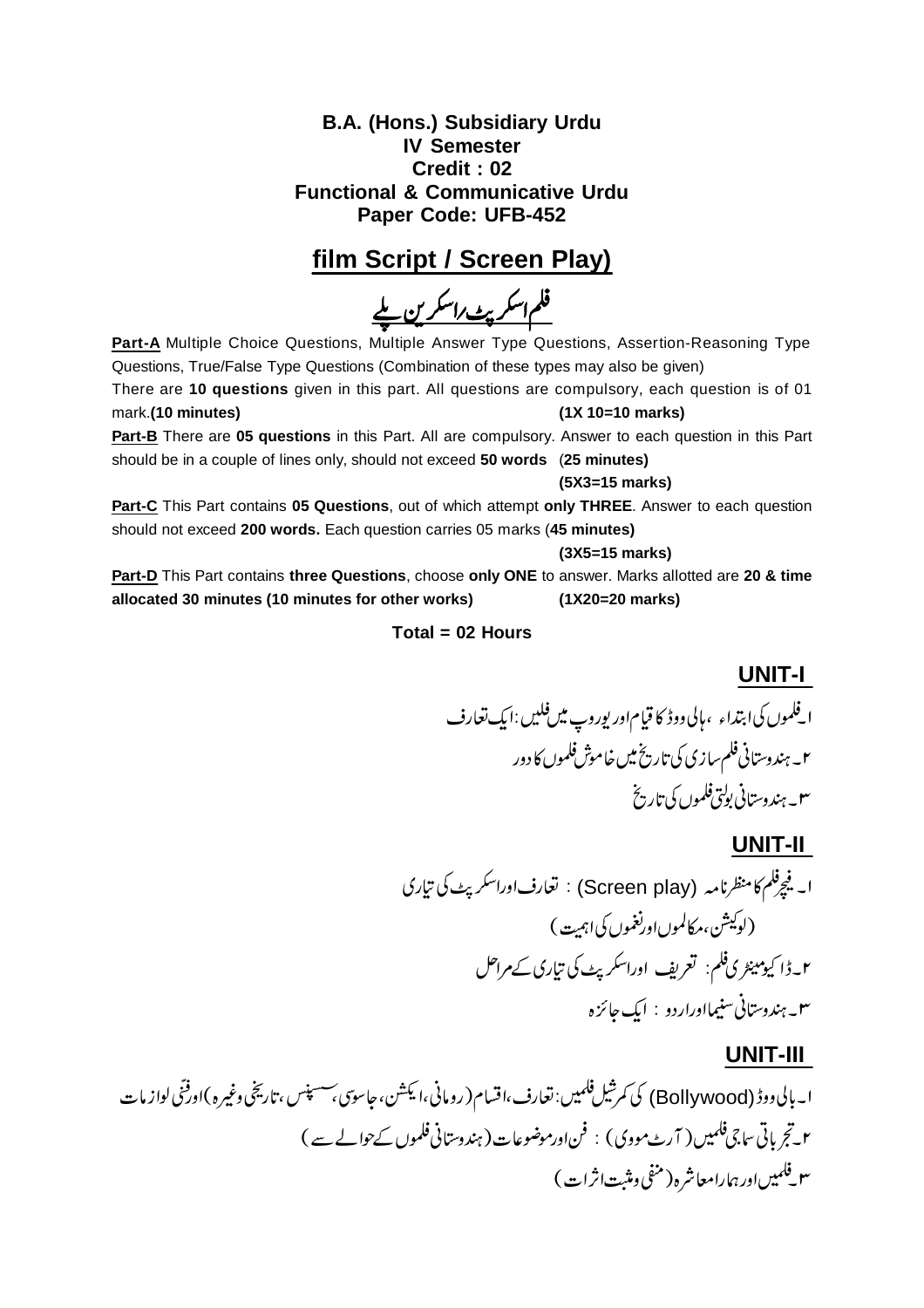**B.A. (Hons.) Subsidiary Urdu**
**IV Semester**
**Credit : 02**
**Functional & Communicative Urdu**
**Paper Code: UFB-452**

## film Script / Screen Play)

## فلم اسکرپٹ/اسکرین پلے

**Part-A** Multiple Choice Questions, Multiple Answer Type Questions, Assertion-Reasoning Type Questions, True/False Type Questions (Combination of these types may also be given)
There are **10 questions** given in this part. All questions are compulsory, each question is of 01 mark.**(10 minutes)** **(1X 10=10 marks)**

**Part-B** There are **05 questions** in this Part. All are compulsory. Answer to each question in this Part should be in a couple of lines only, should not exceed **50 words** (**25 minutes)**
**(5X3=15 marks)**

**Part-C** This Part contains **05 Questions**, out of which attempt **only THREE**. Answer to each question should not exceed **200 words.** Each question carries 05 marks (**45 minutes)**
**(3X5=15 marks)**

**Part-D** This Part contains **three Questions**, choose **only ONE** to answer. Marks allotted are **20 & time allocated 30 minutes (10 minutes for other works)** **(1X20=20 marks)**

**Total = 02 Hours**

### UNIT-I

۱۔فلموں کی ابتداء ،ہالی ووڈ کا قیام اور یوروپ میں فلیں:ایک تعارف
۲۔ ہندوستانی فلم سازی کی تاریخ میں خاموش فلموں کا دور
۳۔ ہندوستانی بولتی فلموں کی تاریخ

### UNIT-II

۱۔ فیچر فلم کا منظر نامہ (Screen play) : تعارف اور اسکرپٹ کی تیاری
(لوکیشن، مکالموں اور نغموں کی اہمیت)
۲۔ڈاکیومینٹری فلم: تعریف اور اسکرپٹ کی تیاری کے مراحل
۳۔ ہندوستانی سینما اور اردو : ایک جائزہ

### UNIT-III

۱۔ بالی ووڈ (Bollywood) کی کمرشیل فلمیں: تعارف،اقسام (رومانی،ایکشن، جاسوسی، سسپنس ،تاریخی وغیرہ) اور فنی لوازمات
۲۔ تجرباتی سماجی فلمیں (آرٹ موی) : فن اور موضوعات (ہندوستانی فلموں کے حوالے سے)
۳۔ فلمیں اور ہمارا معاشرہ (منفی و مثبت اثرات)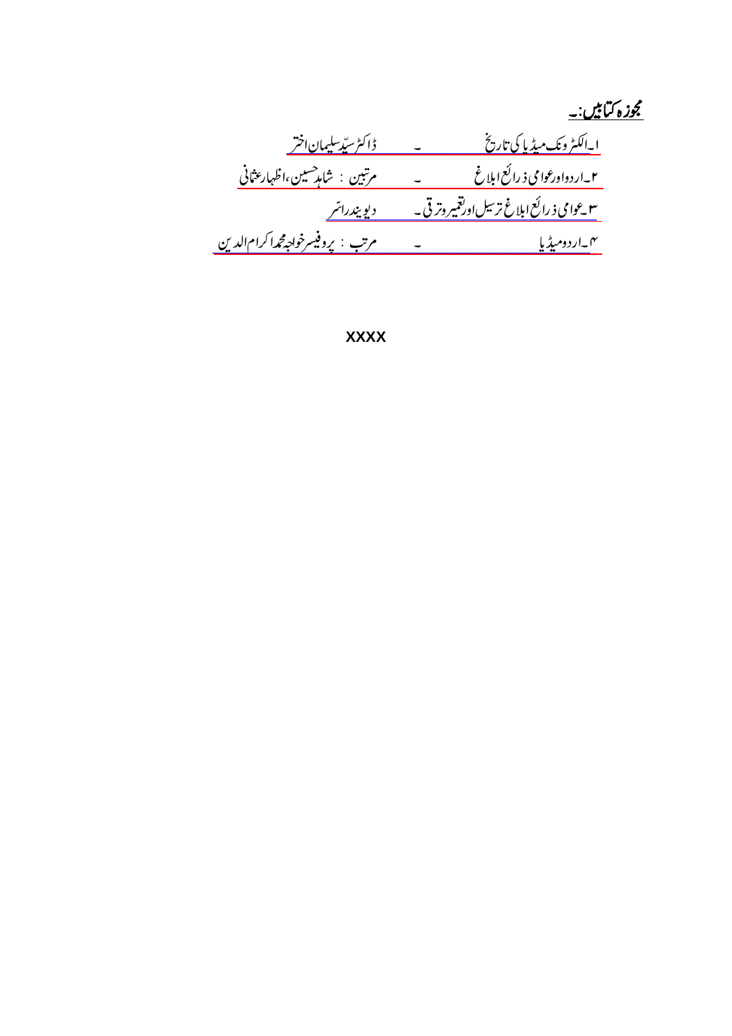**مجوزہ کتابیں:۔**

۱۔الکٹرونک میڈیا کی تاریخ ۔ ڈاکٹر سیّد سلیمان اختر

۲۔اردو اور عوامی ذرائع ابلاغ ۔ مرتبین : شاہد حسین، اظہار عثمانی

۳۔عوامی ذرائع ابلاغ ترسیل اور تعمیر و ترقی ۔ دیویندر اسّر

۴۔اردو میڈیا ۔ مرتب : پروفیسر خواجہ محمد اکرام الدین

XXXX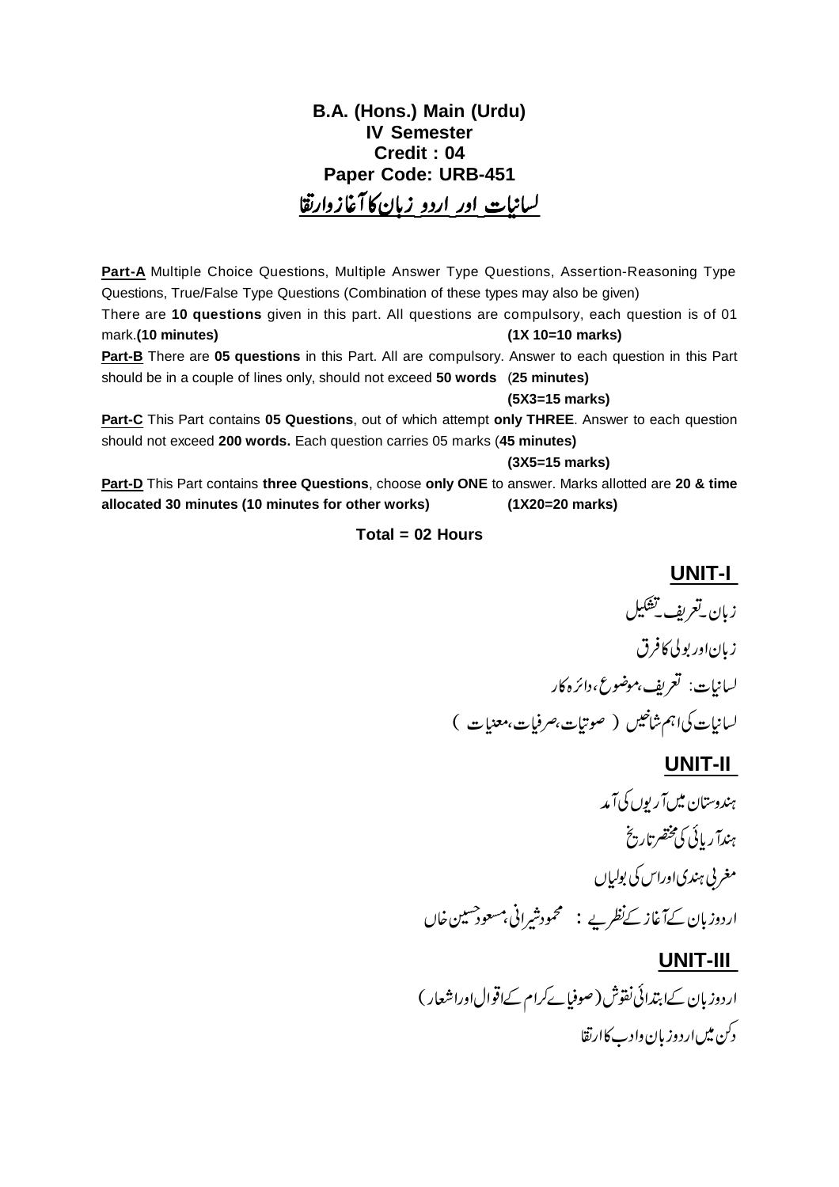# B.A. (Hons.) Main (Urdu)
## IV Semester
## Credit : 04
## Paper Code: URB-451

## لسانیات اور اردو زبان کا آغاز وارتقا

**Part-A** Multiple Choice Questions, Multiple Answer Type Questions, Assertion-Reasoning Type Questions, True/False Type Questions (Combination of these types may also be given)
There are **10 questions** given in this part. All questions are compulsory, each question is of 01 mark.**(10 minutes)** **(1X 10=10 marks)**

**Part-B** There are **05 questions** in this Part. All are compulsory. Answer to each question in this Part should be in a couple of lines only, should not exceed **50 words** (**25 minutes**) **(5X3=15 marks)**

**Part-C** This Part contains **05 Questions**, out of which attempt **only THREE**. Answer to each question should not exceed **200 words.** Each question carries 05 marks (**45 minutes**) **(3X5=15 marks)**

**Part-D** This Part contains **three Questions**, choose **only ONE** to answer. Marks allotted are **20 & time allocated 30 minutes (10 minutes for other works)** **(1X20=20 marks)**

**Total = 02 Hours**

### UNIT-I

زبان۔تعریف۔تشکیل

زبان اور بولی کا فرق

لسانیات: تعریف،موضوع،دائرہ کار

لسانیات کی اہم شاخیں ( صوتیات،صرفیات،معنیات )

### UNIT-II

ہندوستان میں آریوں کی آمد

ہندآریائی کی مختصر تاریخ

مغربی ہندی اور اس کی بولیاں

اردو زبان کے آغاز کے نظریے : محمود شیرانی،مسعود حسین خاں

### UNIT-III

اردو زبان کے ابتدائی نقوش (صوفیائے کرام کے اقوال اور اشعار )

دکن میں اردو زبان وادب کا ارتقا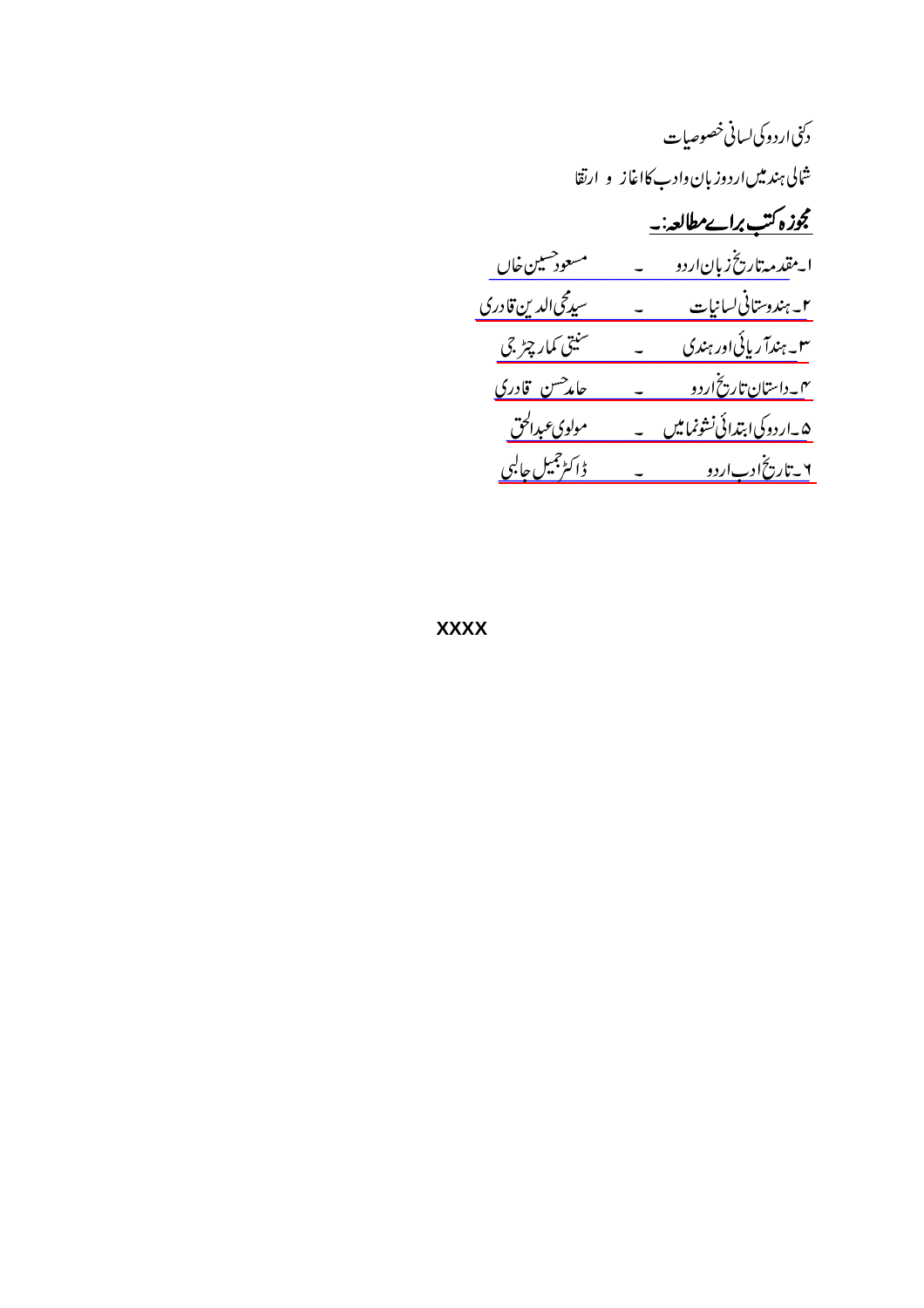دکنی اردو کی لسانی خصوصیات

شمالی ہند میں اردو زبان وادب کا اغاز و ارتقا

**مجوزہ کتب برائے مطالعہ:۔**

۱۔مقدمہ تاریخ زبان اردو ۔ مسعود حسین خاں

۲۔ہندوستانی لسانیات ۔ سید محی الدین قادری

۳۔ہند آریائی اور ہندی ۔ سنیتی کمار چیٹرجی

۴۔داستان تاریخ اردو ۔ حامد حسن قادری

۵۔اردو کی ابتدائی نشونما میں ۔ مولوی عبدالحق

۶۔تاریخ ادب اردو ۔ ڈاکٹر جمیل جالبی

XXXX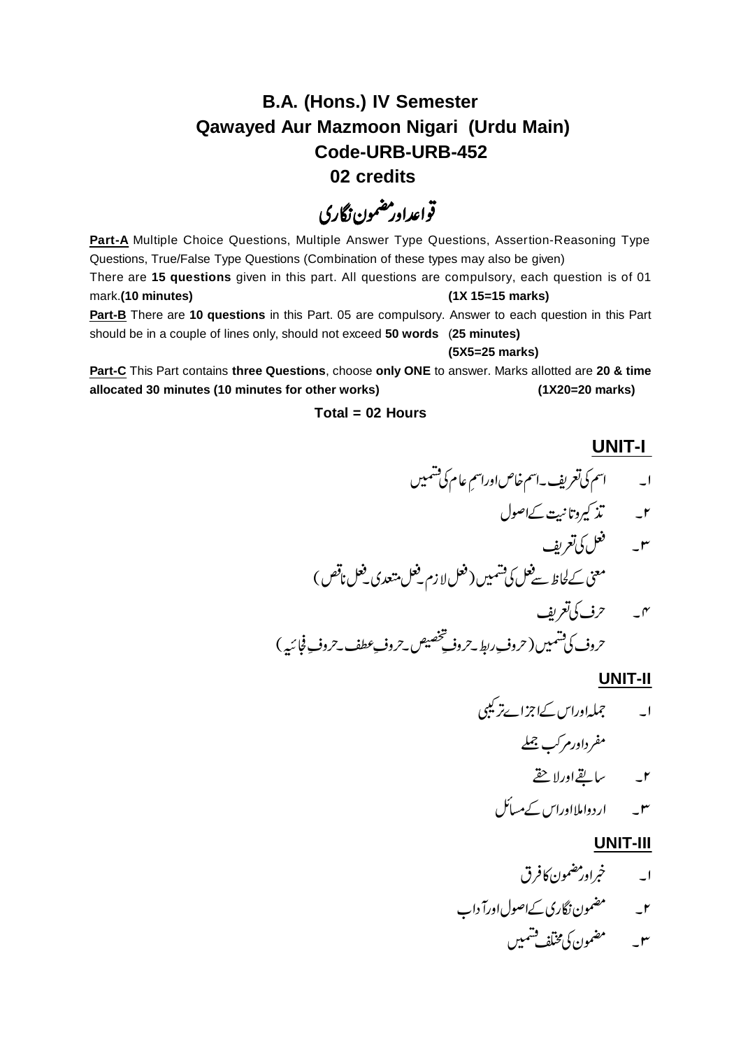# B.A. (Hons.) IV Semester
# Qawayed Aur Mazmoon Nigari (Urdu Main)
# Code-URB-URB-452
# 02 credits

## قواعد اور مضمون نگاری

**Part-A** Multiple Choice Questions, Multiple Answer Type Questions, Assertion-Reasoning Type Questions, True/False Type Questions (Combination of these types may also be given)

There are **15 questions** given in this part. All questions are compulsory, each question is of 01 mark.**(10 minutes)** **(1X 15=15 marks)**

**Part-B** There are **10 questions** in this Part. 05 are compulsory. Answer to each question in this Part should be in a couple of lines only, should not exceed **50 words** (**25 minutes)**
**(5X5=25 marks)**

**Part-C** This Part contains **three Questions**, choose **only ONE** to answer. Marks allotted are **20 & time allocated 30 minutes (10 minutes for other works)** **(1X20=20 marks)**

**Total = 02 Hours**

### UNIT-I

۱۔ اسم کی تعریف۔ اسم خاص اور اسمِ عام کی قسمیں

۲۔ تذکیر و تانیث کے اصول

۳۔ فعل کی تعریف

معنی کے لحاظ سے فعل کی قسمیں (فعل لازم۔ فعل متعدی۔ فعل ناقص)

۴۔ حرف کی تعریف

حروف کی قسمیں (حروفِ ربط۔ حروفِ تخصیص۔ حروفِ عطف۔ حروفِ فجائیہ)

### UNIT-II

۱۔ جملہ اور اس کے اجزائے ترکیبی

مفرد اور مرکب جملے

۲۔ سابقے اور لاحقے

۳۔ اردو املا اور اس کے مسائل

### UNIT-III

۱۔ خبر اور مضمون کا فرق

۲۔ مضمون نگاری کے اصول اور آداب

۳۔ مضمون کی مختلف قسمیں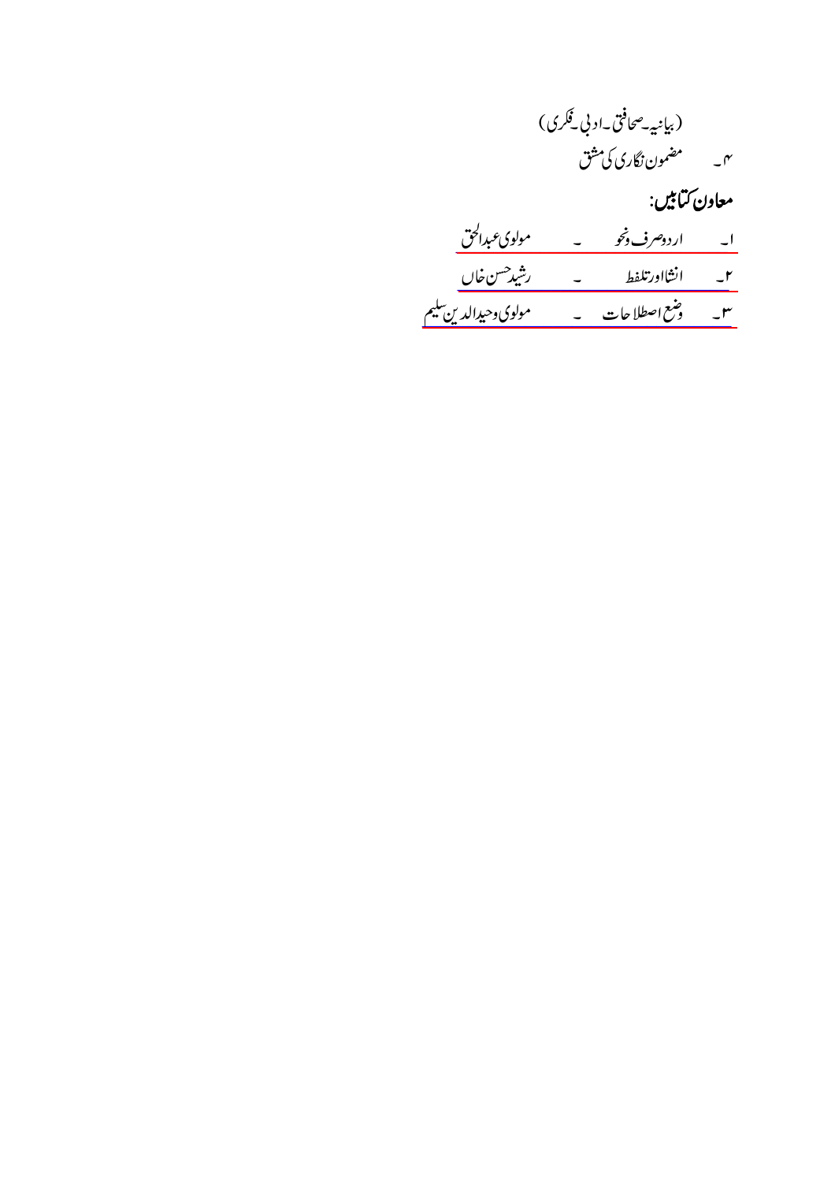(بیانیہ۔صحافتی۔ادبی۔فکری)

۴۔ مضمون نگاری کی مشق

**معاون کتابیں:**

۱۔ اردو صرف ونحو ۔ مولوی عبدالحق

۲۔ انشااور تلفظ ۔ رشید حسن خاں

۳۔ وضع اصطلاحات ۔ مولوی وحیدالدین سلیم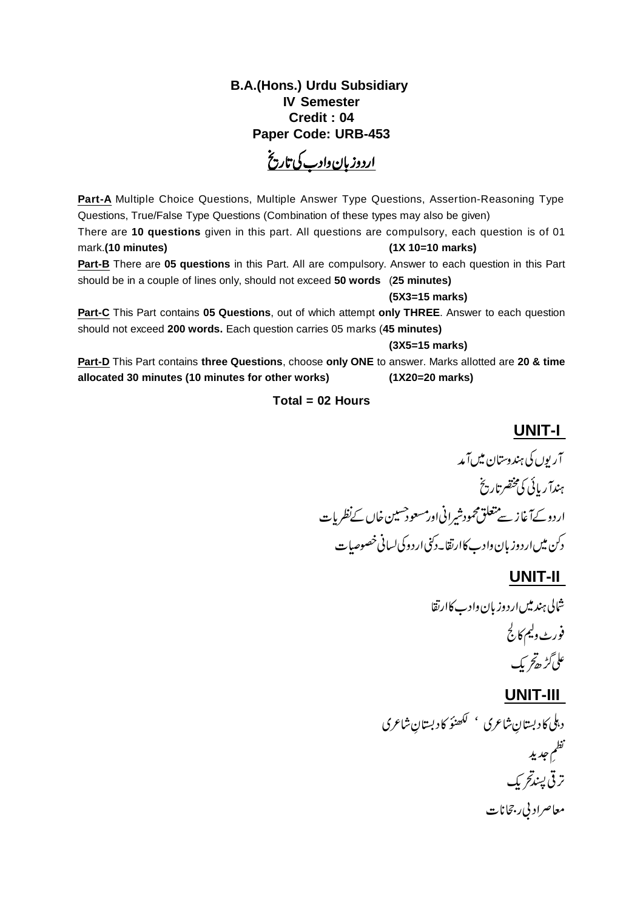**B.A.(Hons.) Urdu Subsidiary**
**IV Semester**
**Credit : 04**
**Paper Code: URB-453**

## اردو زبان وادب کی تاریخ

**Part-A** Multiple Choice Questions, Multiple Answer Type Questions, Assertion-Reasoning Type Questions, True/False Type Questions (Combination of these types may also be given)
There are **10 questions** given in this part. All questions are compulsory, each question is of 01 mark.**(10 minutes)** **(1X 10=10 marks)**

**Part-B** There are **05 questions** in this Part. All are compulsory. Answer to each question in this Part should be in a couple of lines only, should not exceed **50 words** (**25 minutes)**
**(5X3=15 marks)**

**Part-C** This Part contains **05 Questions**, out of which attempt **only THREE**. Answer to each question should not exceed **200 words.** Each question carries 05 marks (**45 minutes)**
**(3X5=15 marks)**

**Part-D** This Part contains **three Questions**, choose **only ONE** to answer. Marks allotted are **20 & time allocated 30 minutes (10 minutes for other works)** **(1X20=20 marks)**

**Total = 02 Hours**

### UNIT-I

آریوں کی ہندوستان میں آمد
ہندآریائی کی مختصر تاریخ
اردو کے آغاز سے متعلق محمود شیرانی اور مسعود حسین خاں کے نظریات
دکن میں اردو زبان وادب کا ارتقا۔ دکنی اردو کی لسانی خصوصیات

### UNIT-II

شمالی ہند میں اردو زبان وادب کا ارتقا
فورٹ ولیم کالج
علی گڑھ تحریک

### UNIT-III

دہلی کا دبستانِ شاعری ، لکھنؤ کا دبستانِ شاعری
نظمِ جدید
ترقی پسند تحریک
معاصر ادبی رجحانات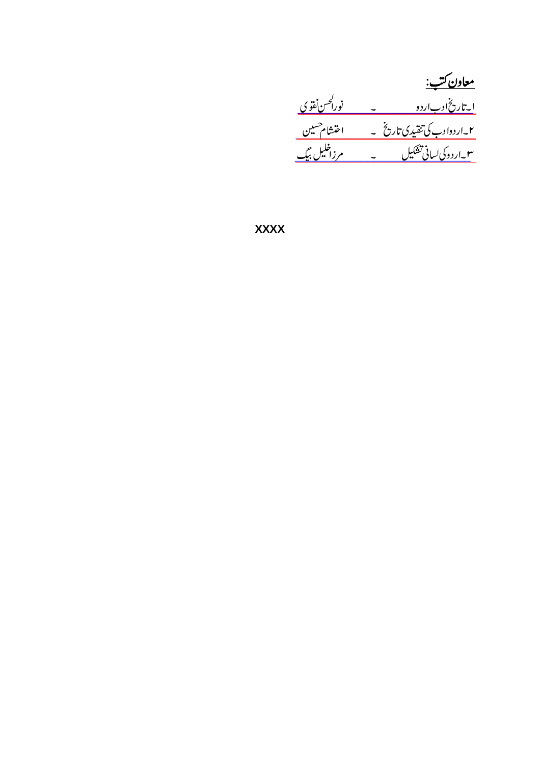## معاون کتب:

۱۔تاریخ ادب اردو ۔ نورالحسن نقوی

۲۔اردو ادب کی تنقیدی تاریخ ۔ احتشام حسین

۳۔اردو کی لسانی تشکیل ۔ مرزا خلیل بیگ

xxxx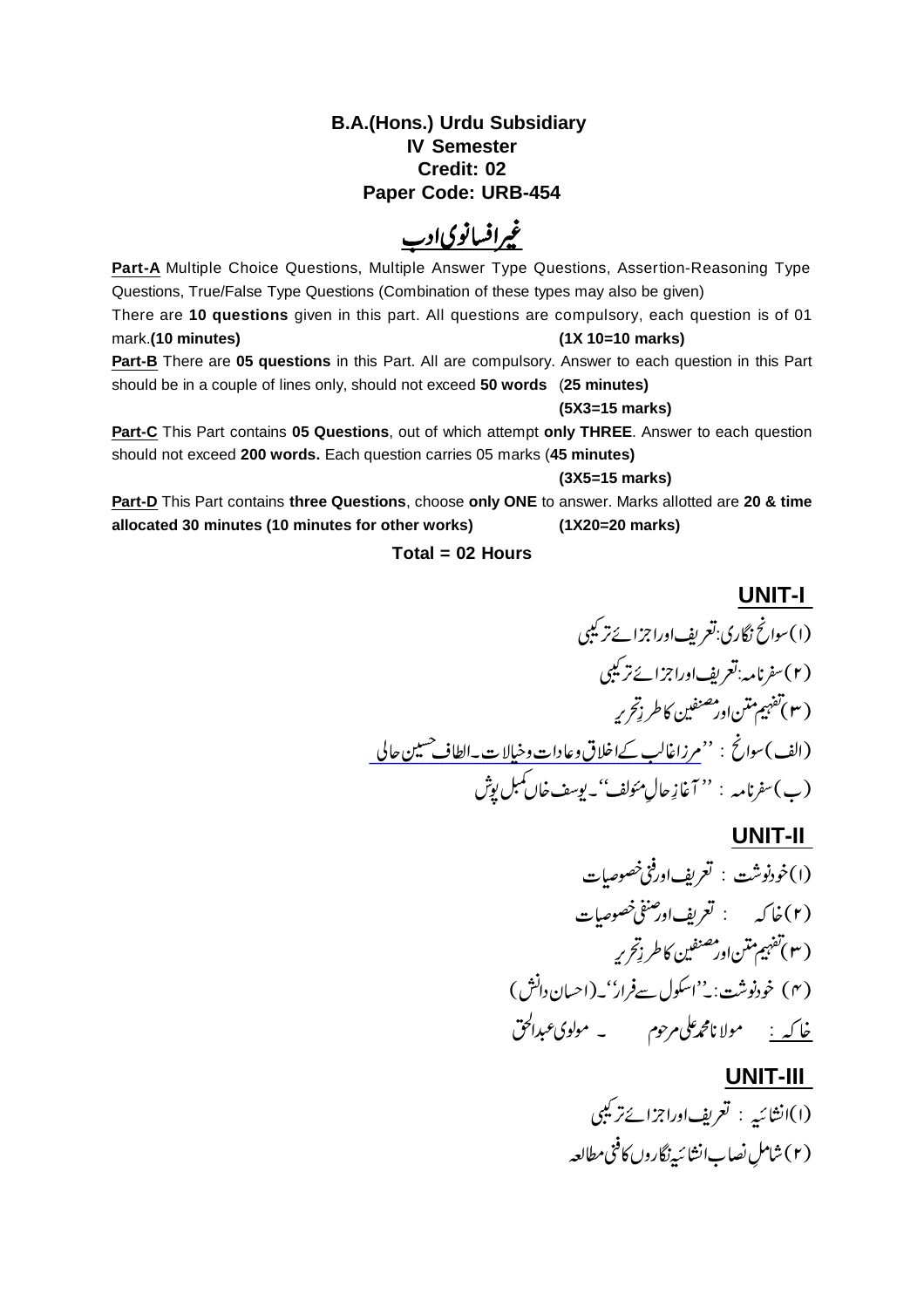**B.A.(Hons.) Urdu Subsidiary**
**IV Semester**
**Credit: 02**
**Paper Code: URB-454**

# غیرافسانوی ادب

**Part-A** Multiple Choice Questions, Multiple Answer Type Questions, Assertion-Reasoning Type Questions, True/False Type Questions (Combination of these types may also be given)
There are **10 questions** given in this part. All questions are compulsory, each question is of 01 mark.**(10 minutes)** **(1X 10=10 marks)**

**Part-B** There are **05 questions** in this Part. All are compulsory. Answer to each question in this Part should be in a couple of lines only, should not exceed **50 words** (**25 minutes)**
**(5X3=15 marks)**

**Part-C** This Part contains **05 Questions**, out of which attempt **only THREE**. Answer to each question should not exceed **200 words.** Each question carries 05 marks (**45 minutes)**
**(3X5=15 marks)**

**Part-D** This Part contains **three Questions**, choose **only ONE** to answer. Marks allotted are **20 & time allocated 30 minutes (10 minutes for other works)** **(1X20=20 marks)**

**Total = 02 Hours**

## UNIT-I

(۱) سوانح نگاری: تعریف اور اجزائے ترکیبی
(۲) سفرنامہ: تعریف اور اجزائے ترکیبی
(۳) تفہیم متن اور مصنفین کا طرزِ تحریر
(الف) سوانح : ''مرزا غالب کے اخلاق و عادات و خیالات ۔الطاف حسین حالی
(ب) سفرنامہ : ''آغازِ حالِ مئولف'' ۔یوسف خاں کمبل پوش

## UNIT-II

(۱) خودنوشت : تعریف اور فنی خصوصیات
(۲) خاکہ : تعریف اور صنفی خصوصیات
(۳) تفہیم متن اور مصنفین کا طرزِ تحریر
(۴) خودنوشت: ''اسکول سے فرار'' ۔(احسان دانش)
خاکہ : مولانا محمد علی مرحوم ۔ مولوی عبدالحق

## UNIT-III

(۱) انشائیہ : تعریف اور اجزائے ترکیبی
(۲) شاملِ نصاب انشائیہ نگاروں کا فنی مطالعہ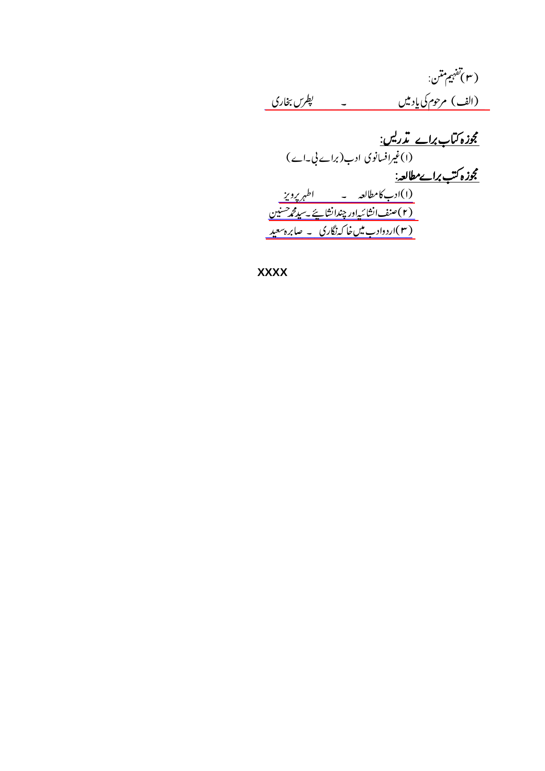(۳)تفہیم متن:

(الف) مرحوم کی یاد میں ۔ پطرس بخاری

**مجوزہ کتاب برائے تدریس:**

(ا)غیرافسانوی ادب(برائے بی۔اے)

**مجوزہ کتب برائے مطالعہ:**

(ا)ادب کا مطالعہ ۔ اطہر پرویز

(۲)صنف انشائیہ اور چند انشائیے ۔سید محمد حسنین

(۳)اردو ادب میں خاکہ نگاری ۔ صابرہ سعید

XXXX